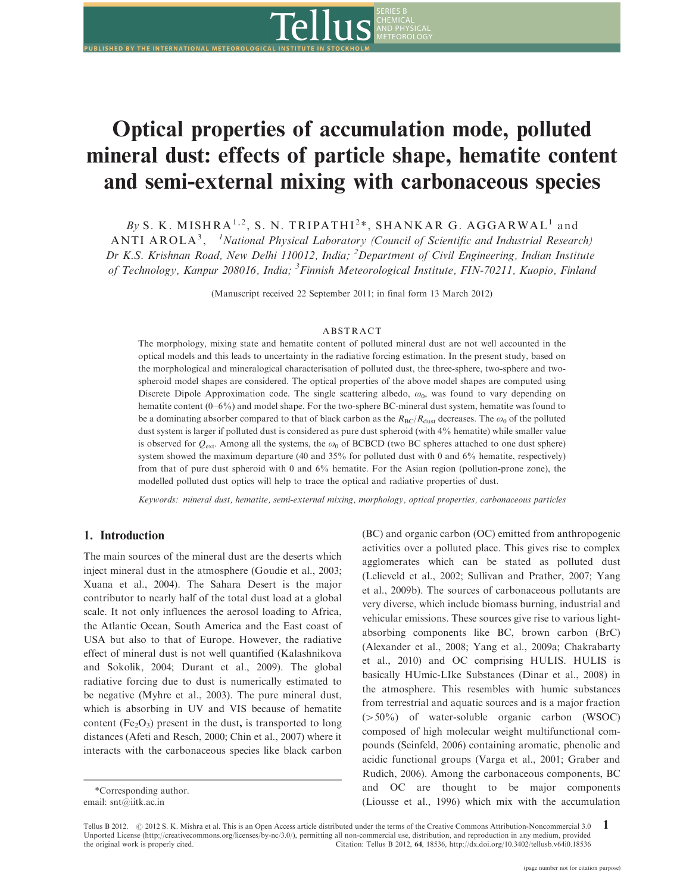# Optical properties of accumulation mode, polluted mineral dust: effects of particle shape, hematite content and semi-external mixing with carbonaceous species

*By* S. K. MISHRA[1,2], S. N. TRIPATHI[2]*, SHANKAR G. AGGARWAL[1] and ANTI AROLA[3], [1]*National Physical Laboratory (Council of Scientific and Industrial Research) Dr K.S. Krishnan Road, New Delhi 110012, India;* [2]*Department of Civil Engineering, Indian Institute of Technology, Kanpur 208016, India;* [3]*Finnish Meteorological Institute, FIN-70211, Kuopio, Finland*

(Manuscript received 22 September 2011; in final form 13 March 2012)

## ABSTRACT

The morphology, mixing state and hematite content of polluted mineral dust are not well accounted in the optical models and this leads to uncertainty in the radiative forcing estimation. In the present study, based on the morphological and mineralogical characterisation of polluted dust, the three-sphere, two-sphere and two-spheroid model shapes are considered. The optical properties of the above model shapes are computed using Discrete Dipole Approximation code. The single scattering albedo, $\omega_0$, was found to vary depending on hematite content (0–6%) and model shape. For the two-sphere BC-mineral dust system, hematite was found to be a dominating absorber compared to that of black carbon as the $R_{BC}/R_{dust}$ decreases. The $\omega_0$ of the polluted dust system is larger if polluted dust is considered as pure dust spheroid (with 4% hematite) while smaller value is observed for $Q_{ext}$. Among all the systems, the $\omega_0$ of BCBCD (two BC spheres attached to one dust sphere) system showed the maximum departure (40 and 35% for polluted dust with 0 and 6% hematite, respectively) from that of pure dust spheroid with 0 and 6% hematite. For the Asian region (pollution-prone zone), the modelled polluted dust optics will help to trace the optical and radiative properties of dust.

*Keywords:* *mineral dust, hematite, semi-external mixing, morphology, optical properties, carbonaceous particles*

## 1. Introduction

The main sources of the mineral dust are the deserts which inject mineral dust in the atmosphere (Goudie et al., 2003; Xuana et al., 2004). The Sahara Desert is the major contributor to nearly half of the total dust load at a global scale. It not only influences the aerosol loading to Africa, the Atlantic Ocean, South America and the East coast of USA but also to that of Europe. However, the radiative effect of mineral dust is not well quantified (Kalashnikova and Sokolik, 2004; Durant et al., 2009). The global radiative forcing due to dust is numerically estimated to be negative (Myhre et al., 2003). The pure mineral dust, which is absorbing in UV and VIS because of hematite content ($Fe_2O_3$) present in the dust**,** is transported to long distances (Afeti and Resch, 2000; Chin et al., 2007) where it interacts with the carbonaceous species like black carbon (BC) and organic carbon (OC) emitted from anthropogenic activities over a polluted place. This gives rise to complex agglomerates which can be stated as polluted dust (Lelieveld et al., 2002; Sullivan and Prather, 2007; Yang et al., 2009b). The sources of carbonaceous pollutants are very diverse, which include biomass burning, industrial and vehicular emissions. These sources give rise to various light-absorbing components like BC, brown carbon (BrC) (Alexander et al., 2008; Yang et al., 2009a; Chakrabarty et al., 2010) and OC comprising HULIS. HULIS is basically HUmic-LIke Substances (Dinar et al., 2008) in the atmosphere. This resembles with humic substances from terrestrial and aquatic sources and is a major fraction (>50%) of water-soluble organic carbon (WSOC) composed of high molecular weight multifunctional compounds (Seinfeld, 2006) containing aromatic, phenolic and acidic functional groups (Varga et al., 2001; Graber and Rudich, 2006). Among the carbonaceous components, BC and OC are thought to be major components (Liousse et al., 1996) which mix with the accumulation

*Corresponding author.
email: snt@iitk.ac.in

Tellus B 2012. © 2012 S. K. Mishra et al. This is an Open Access article distributed under the terms of the Creative Commons Attribution-Noncommercial 3.0 Unported License (http://creativecommons.org/licenses/by-nc/3.0/), permitting all non-commercial use, distribution, and reproduction in any medium, provided the original work is properly cited. Citation: Tellus B 2012, 64, 18536, http://dx.doi.org/10.3402/tellusb.v64i0.18536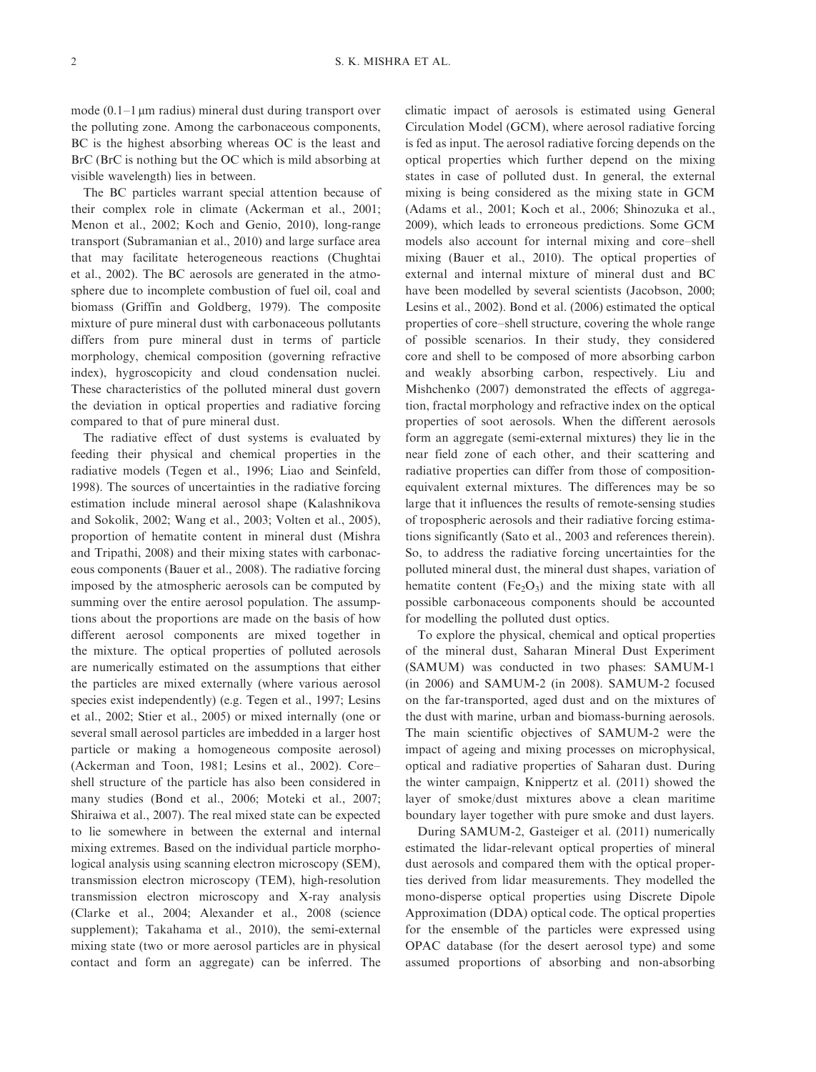mode (0.1–1 μm radius) mineral dust during transport over the polluting zone. Among the carbonaceous components, BC is the highest absorbing whereas OC is the least and BrC (BrC is nothing but the OC which is mild absorbing at visible wavelength) lies in between.

The BC particles warrant special attention because of their complex role in climate (Ackerman et al., 2001; Menon et al., 2002; Koch and Genio, 2010), long-range transport (Subramanian et al., 2010) and large surface area that may facilitate heterogeneous reactions (Chughtai et al., 2002). The BC aerosols are generated in the atmosphere due to incomplete combustion of fuel oil, coal and biomass (Griffin and Goldberg, 1979). The composite mixture of pure mineral dust with carbonaceous pollutants differs from pure mineral dust in terms of particle morphology, chemical composition (governing refractive index), hygroscopicity and cloud condensation nuclei. These characteristics of the polluted mineral dust govern the deviation in optical properties and radiative forcing compared to that of pure mineral dust.

The radiative effect of dust systems is evaluated by feeding their physical and chemical properties in the radiative models (Tegen et al., 1996; Liao and Seinfeld, 1998). The sources of uncertainties in the radiative forcing estimation include mineral aerosol shape (Kalashnikova and Sokolik, 2002; Wang et al., 2003; Volten et al., 2005), proportion of hematite content in mineral dust (Mishra and Tripathi, 2008) and their mixing states with carbonaceous components (Bauer et al., 2008). The radiative forcing imposed by the atmospheric aerosols can be computed by summing over the entire aerosol population. The assumptions about the proportions are made on the basis of how different aerosol components are mixed together in the mixture. The optical properties of polluted aerosols are numerically estimated on the assumptions that either the particles are mixed externally (where various aerosol species exist independently) (e.g. Tegen et al., 1997; Lesins et al., 2002; Stier et al., 2005) or mixed internally (one or several small aerosol particles are imbedded in a larger host particle or making a homogeneous composite aerosol) (Ackerman and Toon, 1981; Lesins et al., 2002). Core–shell structure of the particle has also been considered in many studies (Bond et al., 2006; Moteki et al., 2007; Shiraiwa et al., 2007). The real mixed state can be expected to lie somewhere in between the external and internal mixing extremes. Based on the individual particle morphological analysis using scanning electron microscopy (SEM), transmission electron microscopy (TEM), high-resolution transmission electron microscopy and X-ray analysis (Clarke et al., 2004; Alexander et al., 2008 (science supplement); Takahama et al., 2010), the semi-external mixing state (two or more aerosol particles are in physical contact and form an aggregate) can be inferred. The climatic impact of aerosols is estimated using General Circulation Model (GCM), where aerosol radiative forcing is fed as input. The aerosol radiative forcing depends on the optical properties which further depend on the mixing states in case of polluted dust. In general, the external mixing is being considered as the mixing state in GCM (Adams et al., 2001; Koch et al., 2006; Shinozuka et al., 2009), which leads to erroneous predictions. Some GCM models also account for internal mixing and core–shell mixing (Bauer et al., 2010). The optical properties of external and internal mixture of mineral dust and BC have been modelled by several scientists (Jacobson, 2000; Lesins et al., 2002). Bond et al. (2006) estimated the optical properties of core–shell structure, covering the whole range of possible scenarios. In their study, they considered core and shell to be composed of more absorbing carbon and weakly absorbing carbon, respectively. Liu and Mishchenko (2007) demonstrated the effects of aggregation, fractal morphology and refractive index on the optical properties of soot aerosols. When the different aerosols form an aggregate (semi-external mixtures) they lie in the near field zone of each other, and their scattering and radiative properties can differ from those of composition-equivalent external mixtures. The differences may be so large that it influences the results of remote-sensing studies of tropospheric aerosols and their radiative forcing estimations significantly (Sato et al., 2003 and references therein). So, to address the radiative forcing uncertainties for the polluted mineral dust, the mineral dust shapes, variation of hematite content ($Fe_2O_3$) and the mixing state with all possible carbonaceous components should be accounted for modelling the polluted dust optics.

To explore the physical, chemical and optical properties of the mineral dust, Saharan Mineral Dust Experiment (SAMUM) was conducted in two phases: SAMUM-1 (in 2006) and SAMUM-2 (in 2008). SAMUM-2 focused on the far-transported, aged dust and on the mixtures of the dust with marine, urban and biomass-burning aerosols. The main scientific objectives of SAMUM-2 were the impact of ageing and mixing processes on microphysical, optical and radiative properties of Saharan dust. During the winter campaign, Knippertz et al. (2011) showed the layer of smoke/dust mixtures above a clean maritime boundary layer together with pure smoke and dust layers.

During SAMUM-2, Gasteiger et al. (2011) numerically estimated the lidar-relevant optical properties of mineral dust aerosols and compared them with the optical properties derived from lidar measurements. They modelled the mono-disperse optical properties using Discrete Dipole Approximation (DDA) optical code. The optical properties for the ensemble of the particles were expressed using OPAC database (for the desert aerosol type) and some assumed proportions of absorbing and non-absorbing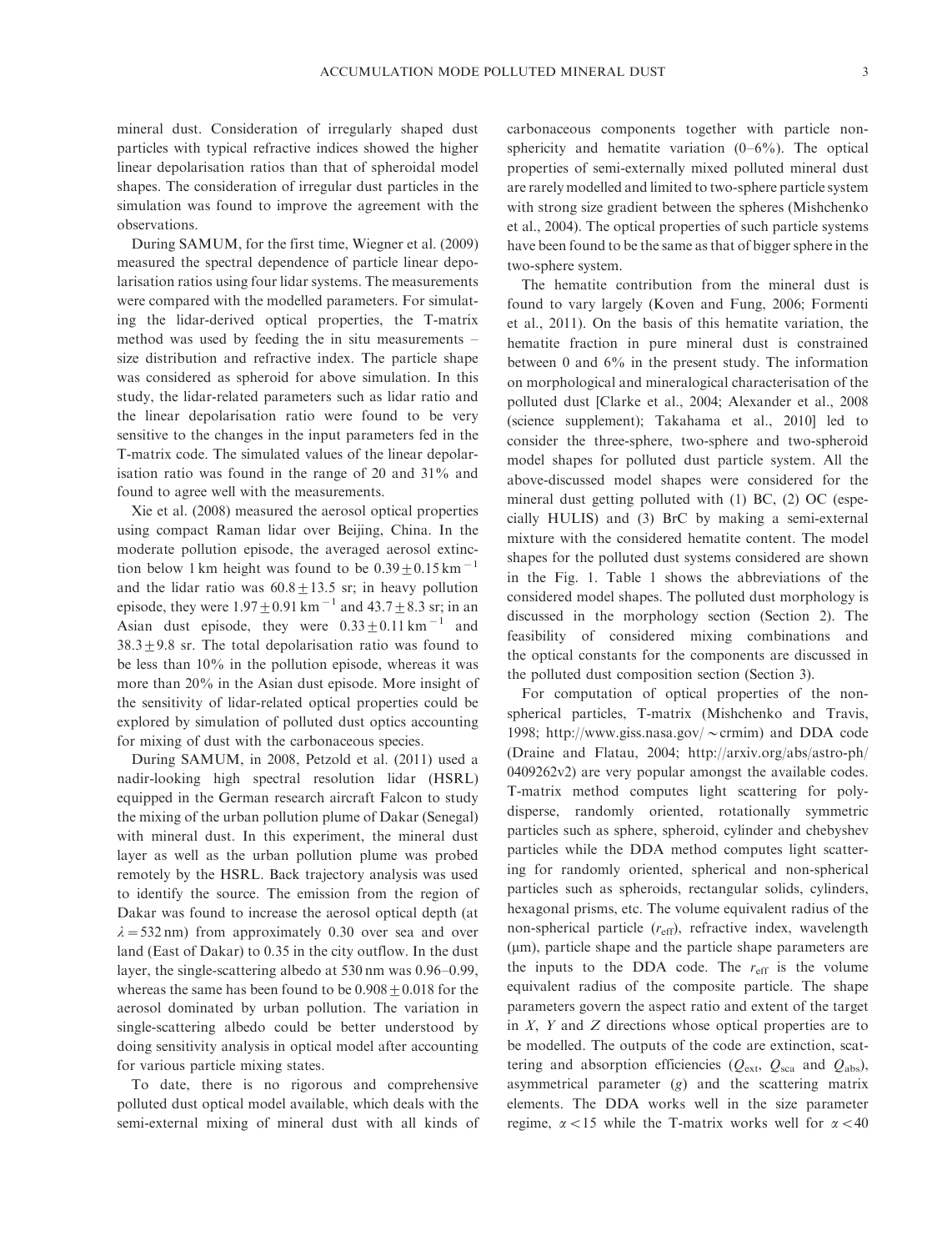mineral dust. Consideration of irregularly shaped dust particles with typical refractive indices showed the higher linear depolarisation ratios than that of spheroidal model shapes. The consideration of irregular dust particles in the simulation was found to improve the agreement with the observations.

During SAMUM, for the first time, Wiegner et al. (2009) measured the spectral dependence of particle linear depolarisation ratios using four lidar systems. The measurements were compared with the modelled parameters. For simulating the lidar-derived optical properties, the T-matrix method was used by feeding the in situ measurements – size distribution and refractive index. The particle shape was considered as spheroid for above simulation. In this study, the lidar-related parameters such as lidar ratio and the linear depolarisation ratio were found to be very sensitive to the changes in the input parameters fed in the T-matrix code. The simulated values of the linear depolarisation ratio was found in the range of 20 and 31% and found to agree well with the measurements.

Xie et al. (2008) measured the aerosol optical properties using compact Raman lidar over Beijing, China. In the moderate pollution episode, the averaged aerosol extinction below 1 km height was found to be $0.39 \pm 0.15\,\text{km}^{-1}$ and the lidar ratio was $60.8 \pm 13.5$ sr; in heavy pollution episode, they were $1.97 \pm 0.91\,\text{km}^{-1}$ and $43.7 \pm 8.3$ sr; in an Asian dust episode, they were $0.33 \pm 0.11\,\text{km}^{-1}$ and $38.3 \pm 9.8$ sr. The total depolarisation ratio was found to be less than 10% in the pollution episode, whereas it was more than 20% in the Asian dust episode. More insight of the sensitivity of lidar-related optical properties could be explored by simulation of polluted dust optics accounting for mixing of dust with the carbonaceous species.

During SAMUM, in 2008, Petzold et al. (2011) used a nadir-looking high spectral resolution lidar (HSRL) equipped in the German research aircraft Falcon to study the mixing of the urban pollution plume of Dakar (Senegal) with mineral dust. In this experiment, the mineral dust layer as well as the urban pollution plume was probed remotely by the HSRL. Back trajectory analysis was used to identify the source. The emission from the region of Dakar was found to increase the aerosol optical depth (at $\lambda = 532$ nm) from approximately 0.30 over sea and over land (East of Dakar) to 0.35 in the city outflow. In the dust layer, the single-scattering albedo at 530 nm was 0.96–0.99, whereas the same has been found to be $0.908 \pm 0.018$ for the aerosol dominated by urban pollution. The variation in single-scattering albedo could be better understood by doing sensitivity analysis in optical model after accounting for various particle mixing states.

To date, there is no rigorous and comprehensive polluted dust optical model available, which deals with the semi-external mixing of mineral dust with all kinds of carbonaceous components together with particle non-sphericity and hematite variation (0–6%). The optical properties of semi-externally mixed polluted mineral dust are rarely modelled and limited to two-sphere particle system with strong size gradient between the spheres (Mishchenko et al., 2004). The optical properties of such particle systems have been found to be the same as that of bigger sphere in the two-sphere system.

The hematite contribution from the mineral dust is found to vary largely (Koven and Fung, 2006; Formenti et al., 2011). On the basis of this hematite variation, the hematite fraction in pure mineral dust is constrained between 0 and 6% in the present study. The information on morphological and mineralogical characterisation of the polluted dust [Clarke et al., 2004; Alexander et al., 2008 (science supplement); Takahama et al., 2010] led to consider the three-sphere, two-sphere and two-spheroid model shapes for polluted dust particle system. All the above-discussed model shapes were considered for the mineral dust getting polluted with (1) BC, (2) OC (especially HULIS) and (3) BrC by making a semi-external mixture with the considered hematite content. The model shapes for the polluted dust systems considered are shown in the Fig. 1. Table 1 shows the abbreviations of the considered model shapes. The polluted dust morphology is discussed in the morphology section (Section 2). The feasibility of considered mixing combinations and the optical constants for the components are discussed in the polluted dust composition section (Section 3).

For computation of optical properties of the non-spherical particles, T-matrix (Mishchenko and Travis, 1998; http://www.giss.nasa.gov/~crmim) and DDA code (Draine and Flatau, 2004; http://arxiv.org/abs/astro-ph/0409262v2) are very popular amongst the available codes. T-matrix method computes light scattering for polydisperse, randomly oriented, rotationally symmetric particles such as sphere, spheroid, cylinder and chebyshev particles while the DDA method computes light scattering for randomly oriented, spherical and non-spherical particles such as spheroids, rectangular solids, cylinders, hexagonal prisms, etc. The volume equivalent radius of the non-spherical particle ($r_{\text{eff}}$), refractive index, wavelength (μm), particle shape and the particle shape parameters are the inputs to the DDA code. The $r_{\text{eff}}$ is the volume equivalent radius of the composite particle. The shape parameters govern the aspect ratio and extent of the target in $X$, $Y$ and $Z$ directions whose optical properties are to be modelled. The outputs of the code are extinction, scattering and absorption efficiencies ($Q_{\text{ext}}$, $Q_{\text{sca}}$ and $Q_{\text{abs}}$), asymmetrical parameter ($g$) and the scattering matrix elements. The DDA works well in the size parameter regime, $\alpha < 15$ while the T-matrix works well for $\alpha < 40$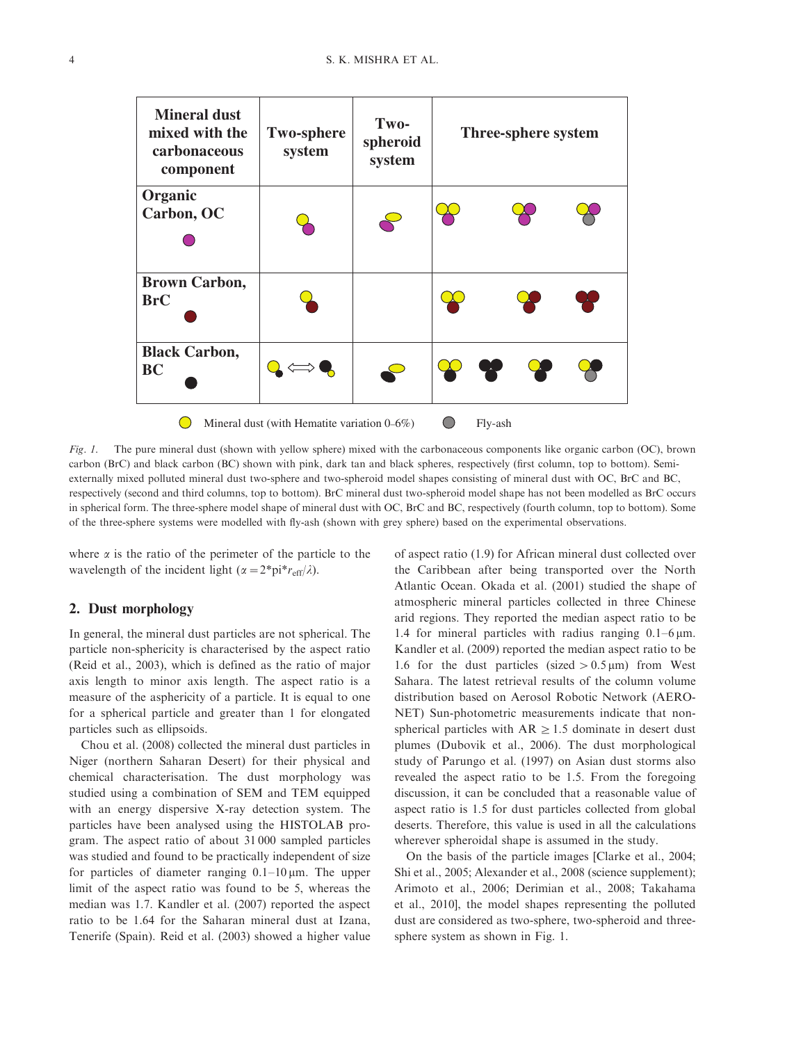| Mineral dust mixed with the carbonaceous component | Two-sphere system | Two-spheroid system | Three-sphere system |
|---|---|---|---|
| Organic Carbon, OC | | | |
| Brown Carbon, BrC | | | |
| Black Carbon, BC | | | |

Mineral dust (with Hematite variation 0–6%)    Fly-ash

*Fig. 1.* The pure mineral dust (shown with yellow sphere) mixed with the carbonaceous components like organic carbon (OC), brown carbon (BrC) and black carbon (BC) shown with pink, dark tan and black spheres, respectively (first column, top to bottom). Semi-externally mixed polluted mineral dust two-sphere and two-spheroid model shapes consisting of mineral dust with OC, BrC and BC, respectively (second and third columns, top to bottom). BrC mineral dust two-spheroid model shape has not been modelled as BrC occurs in spherical form. The three-sphere model shape of mineral dust with OC, BrC and BC, respectively (fourth column, top to bottom). Some of the three-sphere systems were modelled with fly-ash (shown with grey sphere) based on the experimental observations.

where $\alpha$ is the ratio of the perimeter of the particle to the wavelength of the incident light ($\alpha = 2*\text{pi}*r_{\text{eff}}/\lambda$).

## 2. Dust morphology

In general, the mineral dust particles are not spherical. The particle non-sphericity is characterised by the aspect ratio (Reid et al., 2003), which is defined as the ratio of major axis length to minor axis length. The aspect ratio is a measure of the asphericity of a particle. It is equal to one for a spherical particle and greater than 1 for elongated particles such as ellipsoids.

Chou et al. (2008) collected the mineral dust particles in Niger (northern Saharan Desert) for their physical and chemical characterisation. The dust morphology was studied using a combination of SEM and TEM equipped with an energy dispersive X-ray detection system. The particles have been analysed using the HISTOLAB program. The aspect ratio of about 31 000 sampled particles was studied and found to be practically independent of size for particles of diameter ranging 0.1–10 μm. The upper limit of the aspect ratio was found to be 5, whereas the median was 1.7. Kandler et al. (2007) reported the aspect ratio to be 1.64 for the Saharan mineral dust at Izana, Tenerife (Spain). Reid et al. (2003) showed a higher value of aspect ratio (1.9) for African mineral dust collected over the Caribbean after being transported over the North Atlantic Ocean. Okada et al. (2001) studied the shape of atmospheric mineral particles collected in three Chinese arid regions. They reported the median aspect ratio to be 1.4 for mineral particles with radius ranging 0.1–6 μm. Kandler et al. (2009) reported the median aspect ratio to be 1.6 for the dust particles (sized > 0.5 μm) from West Sahara. The latest retrieval results of the column volume distribution based on Aerosol Robotic Network (AERONET) Sun-photometric measurements indicate that non-spherical particles with AR ≥ 1.5 dominate in desert dust plumes (Dubovik et al., 2006). The dust morphological study of Parungo et al. (1997) on Asian dust storms also revealed the aspect ratio to be 1.5. From the foregoing discussion, it can be concluded that a reasonable value of aspect ratio is 1.5 for dust particles collected from global deserts. Therefore, this value is used in all the calculations wherever spheroidal shape is assumed in the study.

On the basis of the particle images [Clarke et al., 2004; Shi et al., 2005; Alexander et al., 2008 (science supplement); Arimoto et al., 2006; Derimian et al., 2008; Takahama et al., 2010], the model shapes representing the polluted dust are considered as two-sphere, two-spheroid and three-sphere system as shown in Fig. 1.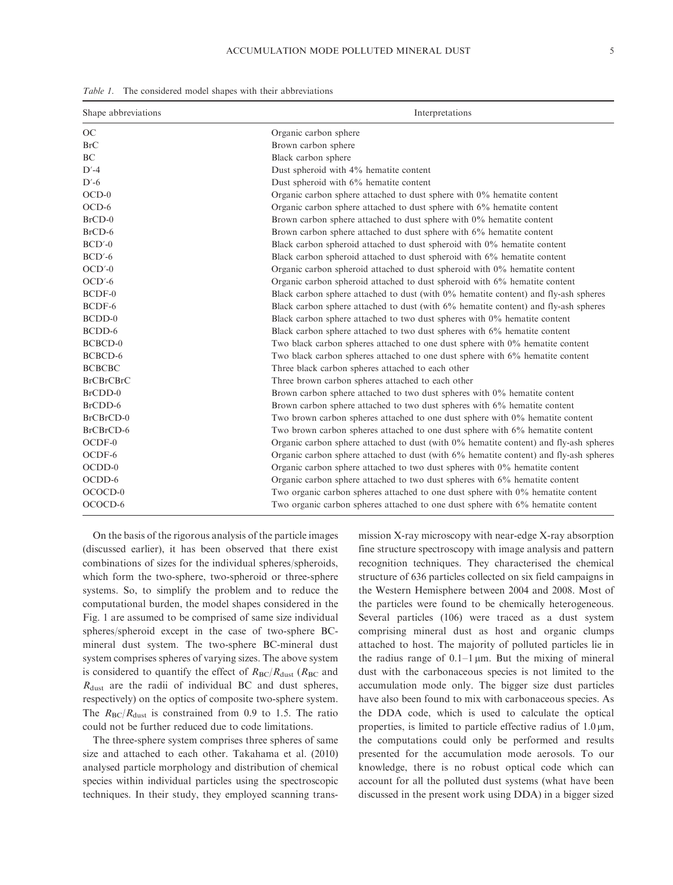*Table 1.* The considered model shapes with their abbreviations

| Shape abbreviations | Interpretations |
|---|---|
| OC | Organic carbon sphere |
| BrC | Brown carbon sphere |
| BC | Black carbon sphere |
| D′-4 | Dust spheroid with 4% hematite content |
| D′-6 | Dust spheroid with 6% hematite content |
| OCD-0 | Organic carbon sphere attached to dust sphere with 0% hematite content |
| OCD-6 | Organic carbon sphere attached to dust sphere with 6% hematite content |
| BrCD-0 | Brown carbon sphere attached to dust sphere with 0% hematite content |
| BrCD-6 | Brown carbon sphere attached to dust sphere with 6% hematite content |
| BCD′-0 | Black carbon spheroid attached to dust spheroid with 0% hematite content |
| BCD′-6 | Black carbon spheroid attached to dust spheroid with 6% hematite content |
| OCD′-0 | Organic carbon spheroid attached to dust spheroid with 0% hematite content |
| OCD′-6 | Organic carbon spheroid attached to dust spheroid with 6% hematite content |
| BCDF-0 | Black carbon sphere attached to dust (with 0% hematite content) and fly-ash spheres |
| BCDF-6 | Black carbon sphere attached to dust (with 6% hematite content) and fly-ash spheres |
| BCDD-0 | Black carbon sphere attached to two dust spheres with 0% hematite content |
| BCDD-6 | Black carbon sphere attached to two dust spheres with 6% hematite content |
| BCBCD-0 | Two black carbon spheres attached to one dust sphere with 0% hematite content |
| BCBCD-6 | Two black carbon spheres attached to one dust sphere with 6% hematite content |
| BCBCBC | Three black carbon spheres attached to each other |
| BrCBrCBrC | Three brown carbon spheres attached to each other |
| BrCDD-0 | Brown carbon sphere attached to two dust spheres with 0% hematite content |
| BrCDD-6 | Brown carbon sphere attached to two dust spheres with 6% hematite content |
| BrCBrCD-0 | Two brown carbon spheres attached to one dust sphere with 0% hematite content |
| BrCBrCD-6 | Two brown carbon spheres attached to one dust sphere with 6% hematite content |
| OCDF-0 | Organic carbon sphere attached to dust (with 0% hematite content) and fly-ash spheres |
| OCDF-6 | Organic carbon sphere attached to dust (with 6% hematite content) and fly-ash spheres |
| OCDD-0 | Organic carbon sphere attached to two dust spheres with 0% hematite content |
| OCDD-6 | Organic carbon sphere attached to two dust spheres with 6% hematite content |
| OCOCD-0 | Two organic carbon spheres attached to one dust sphere with 0% hematite content |
| OCOCD-6 | Two organic carbon spheres attached to one dust sphere with 6% hematite content |

On the basis of the rigorous analysis of the particle images (discussed earlier), it has been observed that there exist combinations of sizes for the individual spheres/spheroids, which form the two-sphere, two-spheroid or three-sphere systems. So, to simplify the problem and to reduce the computational burden, the model shapes considered in the Fig. 1 are assumed to be comprised of same size individual spheres/spheroid except in the case of two-sphere BC-mineral dust system. The two-sphere BC-mineral dust system comprises spheres of varying sizes. The above system is considered to quantify the effect of $R_{BC}/R_{dust}$ ($R_{BC}$ and $R_{dust}$ are the radii of individual BC and dust spheres, respectively) on the optics of composite two-sphere system. The $R_{BC}/R_{dust}$ is constrained from 0.9 to 1.5. The ratio could not be further reduced due to code limitations.

The three-sphere system comprises three spheres of same size and attached to each other. Takahama et al. (2010) analysed particle morphology and distribution of chemical species within individual particles using the spectroscopic techniques. In their study, they employed scanning transmission X-ray microscopy with near-edge X-ray absorption fine structure spectroscopy with image analysis and pattern recognition techniques. They characterised the chemical structure of 636 particles collected on six field campaigns in the Western Hemisphere between 2004 and 2008. Most of the particles were found to be chemically heterogeneous. Several particles (106) were traced as a dust system comprising mineral dust as host and organic clumps attached to host. The majority of polluted particles lie in the radius range of 0.1–1 μm. But the mixing of mineral dust with the carbonaceous species is not limited to the accumulation mode only. The bigger size dust particles have also been found to mix with carbonaceous species. As the DDA code, which is used to calculate the optical properties, is limited to particle effective radius of 1.0 μm, the computations could only be performed and results presented for the accumulation mode aerosols. To our knowledge, there is no robust optical code which can account for all the polluted dust systems (what have been discussed in the present work using DDA) in a bigger sized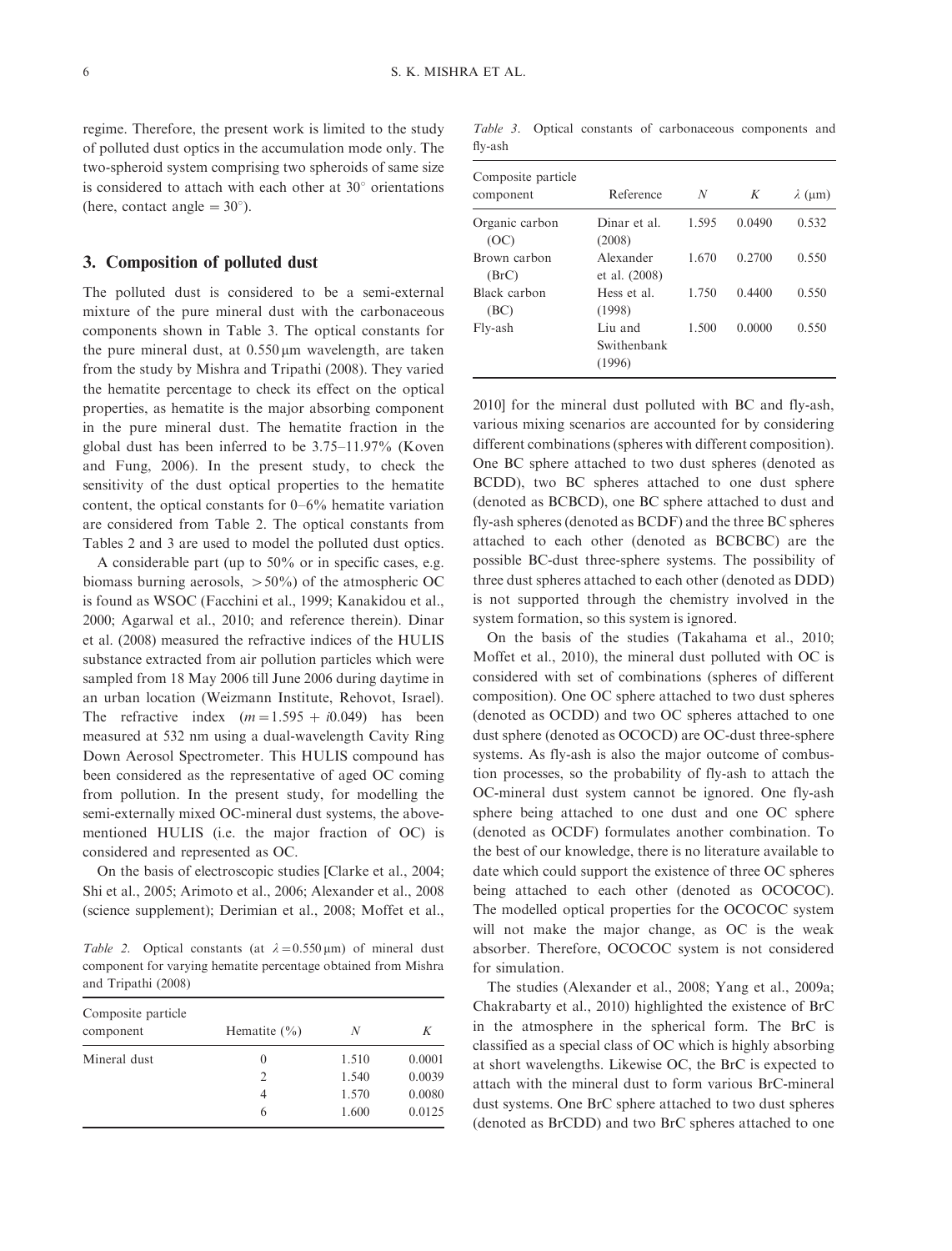regime. Therefore, the present work is limited to the study of polluted dust optics in the accumulation mode only. The two-spheroid system comprising two spheroids of same size is considered to attach with each other at 30° orientations (here, contact angle = 30°).

## 3. Composition of polluted dust

The polluted dust is considered to be a semi-external mixture of the pure mineral dust with the carbonaceous components shown in Table 3. The optical constants for the pure mineral dust, at 0.550 μm wavelength, are taken from the study by Mishra and Tripathi (2008). They varied the hematite percentage to check its effect on the optical properties, as hematite is the major absorbing component in the pure mineral dust. The hematite fraction in the global dust has been inferred to be 3.75–11.97% (Koven and Fung, 2006). In the present study, to check the sensitivity of the dust optical properties to the hematite content, the optical constants for 0–6% hematite variation are considered from Table 2. The optical constants from Tables 2 and 3 are used to model the polluted dust optics.

A considerable part (up to 50% or in specific cases, e.g. biomass burning aerosols, >50%) of the atmospheric OC is found as WSOC (Facchini et al., 1999; Kanakidou et al., 2000; Agarwal et al., 2010; and reference therein). Dinar et al. (2008) measured the refractive indices of the HULIS substance extracted from air pollution particles which were sampled from 18 May 2006 till June 2006 during daytime in an urban location (Weizmann Institute, Rehovot, Israel). The refractive index ($m = 1.595 + i0.049$) has been measured at 532 nm using a dual-wavelength Cavity Ring Down Aerosol Spectrometer. This HULIS compound has been considered as the representative of aged OC coming from pollution. In the present study, for modelling the semi-externally mixed OC-mineral dust systems, the above-mentioned HULIS (i.e. the major fraction of OC) is considered and represented as OC.

On the basis of electroscopic studies [Clarke et al., 2004; Shi et al., 2005; Arimoto et al., 2006; Alexander et al., 2008 (science supplement); Derimian et al., 2008; Moffet et al., 2010] for the mineral dust polluted with BC and fly-ash, various mixing scenarios are accounted for by considering different combinations (spheres with different composition). One BC sphere attached to two dust spheres (denoted as BCDD), two BC spheres attached to one dust sphere (denoted as BCBCD), one BC sphere attached to dust and fly-ash spheres (denoted as BCDF) and the three BC spheres attached to each other (denoted as BCBCBC) are the possible BC-dust three-sphere systems. The possibility of three dust spheres attached to each other (denoted as DDD) is not supported through the chemistry involved in the system formation, so this system is ignored.

*Table 2.* Optical constants (at $\lambda = 0.550\,\mu$m) of mineral dust component for varying hematite percentage obtained from Mishra and Tripathi (2008)

| Composite particle component | Hematite (%) | $N$ | $K$ |
|---|---|---|---|
| Mineral dust | 0 | 1.510 | 0.0001 |
| | 2 | 1.540 | 0.0039 |
| | 4 | 1.570 | 0.0080 |
| | 6 | 1.600 | 0.0125 |

*Table 3.* Optical constants of carbonaceous components and fly-ash

| Composite particle component | Reference | $N$ | $K$ | $\lambda$ (μm) |
|---|---|---|---|---|
| Organic carbon (OC) | Dinar et al. (2008) | 1.595 | 0.0490 | 0.532 |
| Brown carbon (BrC) | Alexander et al. (2008) | 1.670 | 0.2700 | 0.550 |
| Black carbon (BC) | Hess et al. (1998) | 1.750 | 0.4400 | 0.550 |
| Fly-ash | Liu and Swithenbank (1996) | 1.500 | 0.0000 | 0.550 |

On the basis of the studies (Takahama et al., 2010; Moffet et al., 2010), the mineral dust polluted with OC is considered with set of combinations (spheres of different composition). One OC sphere attached to two dust spheres (denoted as OCDD) and two OC spheres attached to one dust sphere (denoted as OCOCD) are OC-dust three-sphere systems. As fly-ash is also the major outcome of combustion processes, so the probability of fly-ash to attach the OC-mineral dust system cannot be ignored. One fly-ash sphere being attached to one dust and one OC sphere (denoted as OCDF) formulates another combination. To the best of our knowledge, there is no literature available to date which could support the existence of three OC spheres being attached to each other (denoted as OCOCOC). The modelled optical properties for the OCOCOC system will not make the major change, as OC is the weak absorber. Therefore, OCOCOC system is not considered for simulation.

The studies (Alexander et al., 2008; Yang et al., 2009a; Chakrabarty et al., 2010) highlighted the existence of BrC in the atmosphere in the spherical form. The BrC is classified as a special class of OC which is highly absorbing at short wavelengths. Likewise OC, the BrC is expected to attach with the mineral dust to form various BrC-mineral dust systems. One BrC sphere attached to two dust spheres (denoted as BrCDD) and two BrC spheres attached to one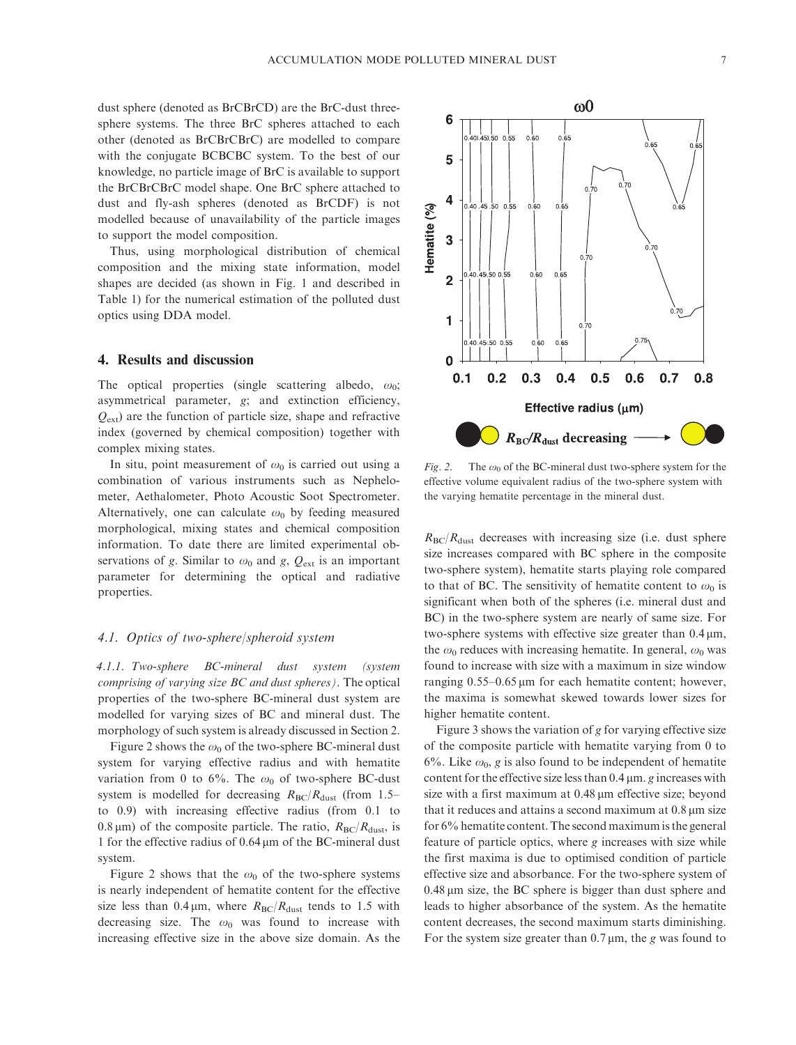dust sphere (denoted as BrCBrCD) are the BrC-dust three-sphere systems. The three BrC spheres attached to each other (denoted as BrCBrCBrC) are modelled to compare with the conjugate BCBCBC system. To the best of our knowledge, no particle image of BrC is available to support the BrCBrCBrC model shape. One BrC sphere attached to dust and fly-ash spheres (denoted as BrCDF) is not modelled because of unavailability of the particle images to support the model composition.

Thus, using morphological distribution of chemical composition and the mixing state information, model shapes are decided (as shown in Fig. 1 and described in Table 1) for the numerical estimation of the polluted dust optics using DDA model.

## 4. Results and discussion

The optical properties (single scattering albedo, $\omega_0$; asymmetrical parameter, $g$; and extinction efficiency, $Q_{ext}$) are the function of particle size, shape and refractive index (governed by chemical composition) together with complex mixing states.

In situ, point measurement of $\omega_0$ is carried out using a combination of various instruments such as Nephelometer, Aethalometer, Photo Acoustic Soot Spectrometer. Alternatively, one can calculate $\omega_0$ by feeding measured morphological, mixing states and chemical composition information. To date there are limited experimental observations of $g$. Similar to $\omega_0$ and $g$, $Q_{ext}$ is an important parameter for determining the optical and radiative properties.

### 4.1. Optics of two-sphere/spheroid system

*4.1.1. Two-sphere BC-mineral dust system (system comprising of varying size BC and dust spheres).* The optical properties of the two-sphere BC-mineral dust system are modelled for varying sizes of BC and mineral dust. The morphology of such system is already discussed in Section 2.

Figure 2 shows the $\omega_0$ of the two-sphere BC-mineral dust system for varying effective radius and with hematite variation from 0 to 6%. The $\omega_0$ of two-sphere BC-dust system is modelled for decreasing $R_{BC}/R_{dust}$ (from 1.5– to 0.9) with increasing effective radius (from 0.1 to 0.8 μm) of the composite particle. The ratio, $R_{BC}/R_{dust}$, is 1 for the effective radius of 0.64 μm of the BC-mineral dust system.

Figure 2 shows that the $\omega_0$ of the two-sphere systems is nearly independent of hematite content for the effective size less than 0.4 μm, where $R_{BC}/R_{dust}$ tends to 1.5 with decreasing size. The $\omega_0$ was found to increase with increasing effective size in the above size domain. As the $R_{BC}/R_{dust}$ decreases with increasing size (i.e. dust sphere size increases compared with BC sphere in the composite two-sphere system), hematite starts playing role compared to that of BC. The sensitivity of hematite content to $\omega_0$ is significant when both of the spheres (i.e. mineral dust and BC) in the two-sphere system are nearly of same size. For two-sphere systems with effective size greater than 0.4 μm, the $\omega_0$ reduces with increasing hematite. In general, $\omega_0$ was found to increase with size with a maximum in size window ranging 0.55–0.65 μm for each hematite content; however, the maxima is somewhat skewed towards lower sizes for higher hematite content.

*Fig. 2.* The $\omega_0$ of the BC-mineral dust two-sphere system for the effective volume equivalent radius of the two-sphere system with the varying hematite percentage in the mineral dust.

Figure 3 shows the variation of $g$ for varying effective size of the composite particle with hematite varying from 0 to 6%. Like $\omega_0$, $g$ is also found to be independent of hematite content for the effective size less than 0.4 μm. $g$ increases with size with a first maximum at 0.48 μm effective size; beyond that it reduces and attains a second maximum at 0.8 μm size for 6% hematite content. The second maximum is the general feature of particle optics, where $g$ increases with size while the first maxima is due to optimised condition of particle effective size and absorbance. For the two-sphere system of 0.48 μm size, the BC sphere is bigger than dust sphere and leads to higher absorbance of the system. As the hematite content decreases, the second maximum starts diminishing. For the system size greater than 0.7 μm, the $g$ was found to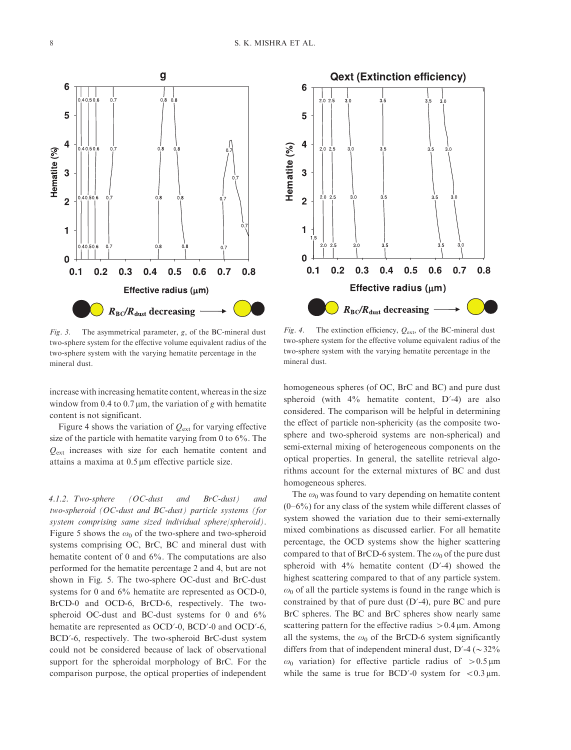*Fig. 3.* The asymmetrical parameter, $g$, of the BC-mineral dust two-sphere system for the effective volume equivalent radius of the two-sphere system with the varying hematite percentage in the mineral dust.

*Fig. 4.* The extinction efficiency, $Q_{ext}$, of the BC-mineral dust two-sphere system for the effective volume equivalent radius of the two-sphere system with the varying hematite percentage in the mineral dust.

increase with increasing hematite content, whereas in the size window from 0.4 to 0.7 μm, the variation of $g$ with hematite content is not significant.

Figure 4 shows the variation of $Q_{ext}$ for varying effective size of the particle with hematite varying from 0 to 6%. The $Q_{ext}$ increases with size for each hematite content and attains a maxima at 0.5 μm effective particle size.

*4.1.2. Two-sphere (OC-dust and BrC-dust) and two-spheroid (OC-dust and BC-dust) particle systems (for system comprising same sized individual sphere/spheroid).* Figure 5 shows the $\omega_0$ of the two-sphere and two-spheroid systems comprising OC, BrC, BC and mineral dust with hematite content of 0 and 6%. The computations are also performed for the hematite percentage 2 and 4, but are not shown in Fig. 5. The two-sphere OC-dust and BrC-dust systems for 0 and 6% hematite are represented as OCD-0, BrCD-0 and OCD-6, BrCD-6, respectively. The two-spheroid OC-dust and BC-dust systems for 0 and 6% hematite are represented as OCD′-0, BCD′-0 and OCD′-6, BCD′-6, respectively. The two-spheroid BrC-dust system could not be considered because of lack of observational support for the spheroidal morphology of BrC. For the comparison purpose, the optical properties of independent homogeneous spheres (of OC, BrC and BC) and pure dust spheroid (with 4% hematite content, D′-4) are also considered. The comparison will be helpful in determining the effect of particle non-sphericity (as the composite two-sphere and two-spheroid systems are non-spherical) and semi-external mixing of heterogeneous components on the optical properties. In general, the satellite retrieval algorithms account for the external mixtures of BC and dust homogeneous spheres.

The $\omega_0$ was found to vary depending on hematite content (0–6%) for any class of the system while different classes of system showed the variation due to their semi-externally mixed combinations as discussed earlier. For all hematite percentage, the OCD systems show the higher scattering compared to that of BrCD-6 system. The $\omega_0$ of the pure dust spheroid with 4% hematite content (D′-4) showed the highest scattering compared to that of any particle system. $\omega_0$ of all the particle systems is found in the range which is constrained by that of pure dust (D′-4), pure BC and pure BrC spheres. The BC and BrC spheres show nearly same scattering pattern for the effective radius >0.4 μm. Among all the systems, the $\omega_0$ of the BrCD-6 system significantly differs from that of independent mineral dust, D′-4 (~32% $\omega_0$ variation) for effective particle radius of >0.5 μm while the same is true for BCD′-0 system for <0.3 μm.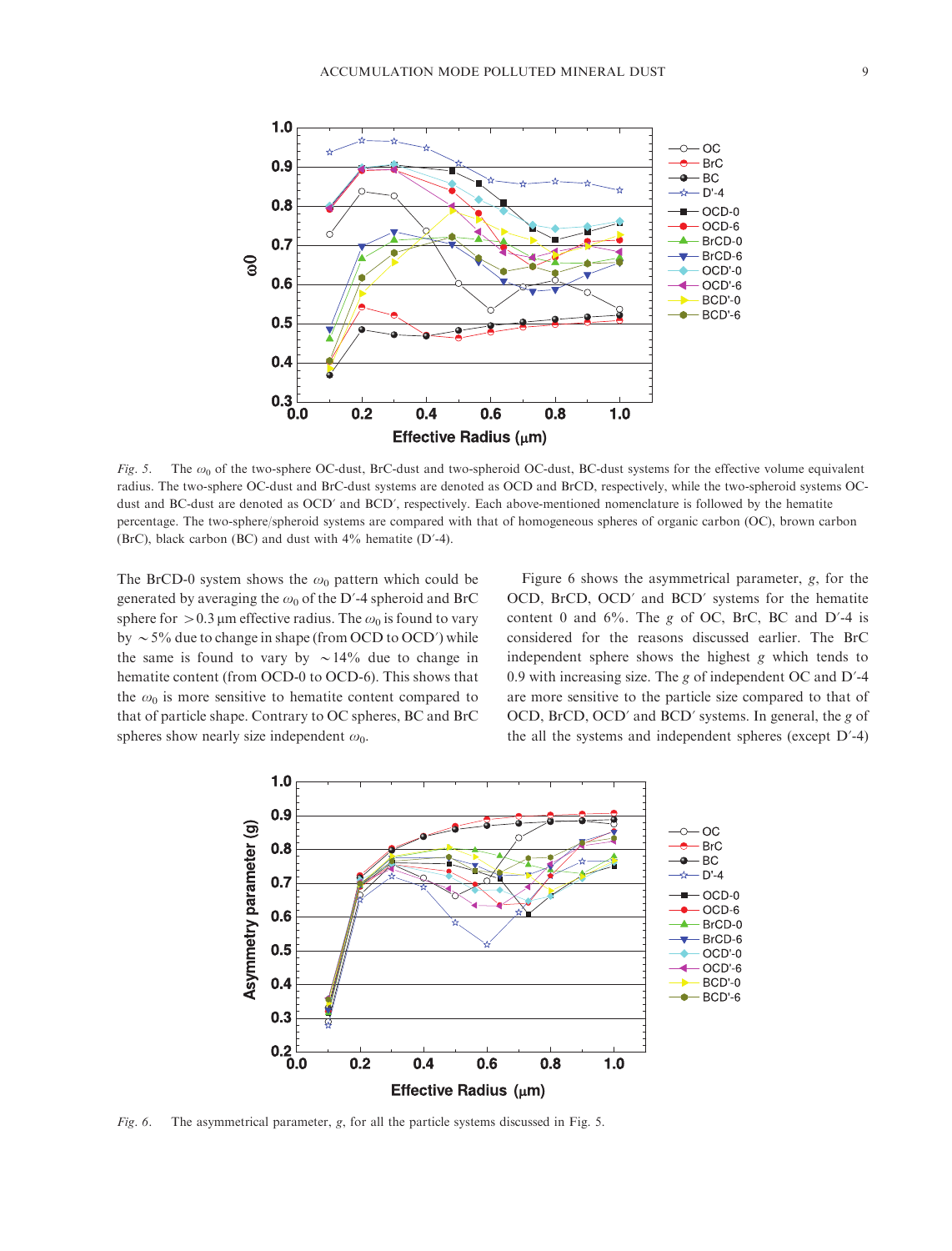*Fig. 5.* The $\omega_0$ of the two-sphere OC-dust, BrC-dust and two-spheroid OC-dust, BC-dust systems for the effective volume equivalent radius. The two-sphere OC-dust and BrC-dust systems are denoted as OCD and BrCD, respectively, while the two-spheroid systems OC-dust and BC-dust are denoted as OCD′ and BCD′, respectively. Each above-mentioned nomenclature is followed by the hematite percentage. The two-sphere/spheroid systems are compared with that of homogeneous spheres of organic carbon (OC), brown carbon (BrC), black carbon (BC) and dust with 4% hematite (D′-4).

The BrCD-0 system shows the $\omega_0$ pattern which could be generated by averaging the $\omega_0$ of the D′-4 spheroid and BrC sphere for $>0.3$ µm effective radius. The $\omega_0$ is found to vary by $\sim 5\%$ due to change in shape (from OCD to OCD′) while the same is found to vary by $\sim 14\%$ due to change in hematite content (from OCD-0 to OCD-6). This shows that the $\omega_0$ is more sensitive to hematite content compared to that of particle shape. Contrary to OC spheres, BC and BrC spheres show nearly size independent $\omega_0$.

Figure 6 shows the asymmetrical parameter, $g$, for the OCD, BrCD, OCD′ and BCD′ systems for the hematite content 0 and 6%. The $g$ of OC, BrC, BC and D′-4 is considered for the reasons discussed earlier. The BrC independent sphere shows the highest $g$ which tends to 0.9 with increasing size. The $g$ of independent OC and D′-4 are more sensitive to the particle size compared to that of OCD, BrCD, OCD′ and BCD′ systems. In general, the $g$ of the all the systems and independent spheres (except D′-4)

*Fig. 6.* The asymmetrical parameter, $g$, for all the particle systems discussed in Fig. 5.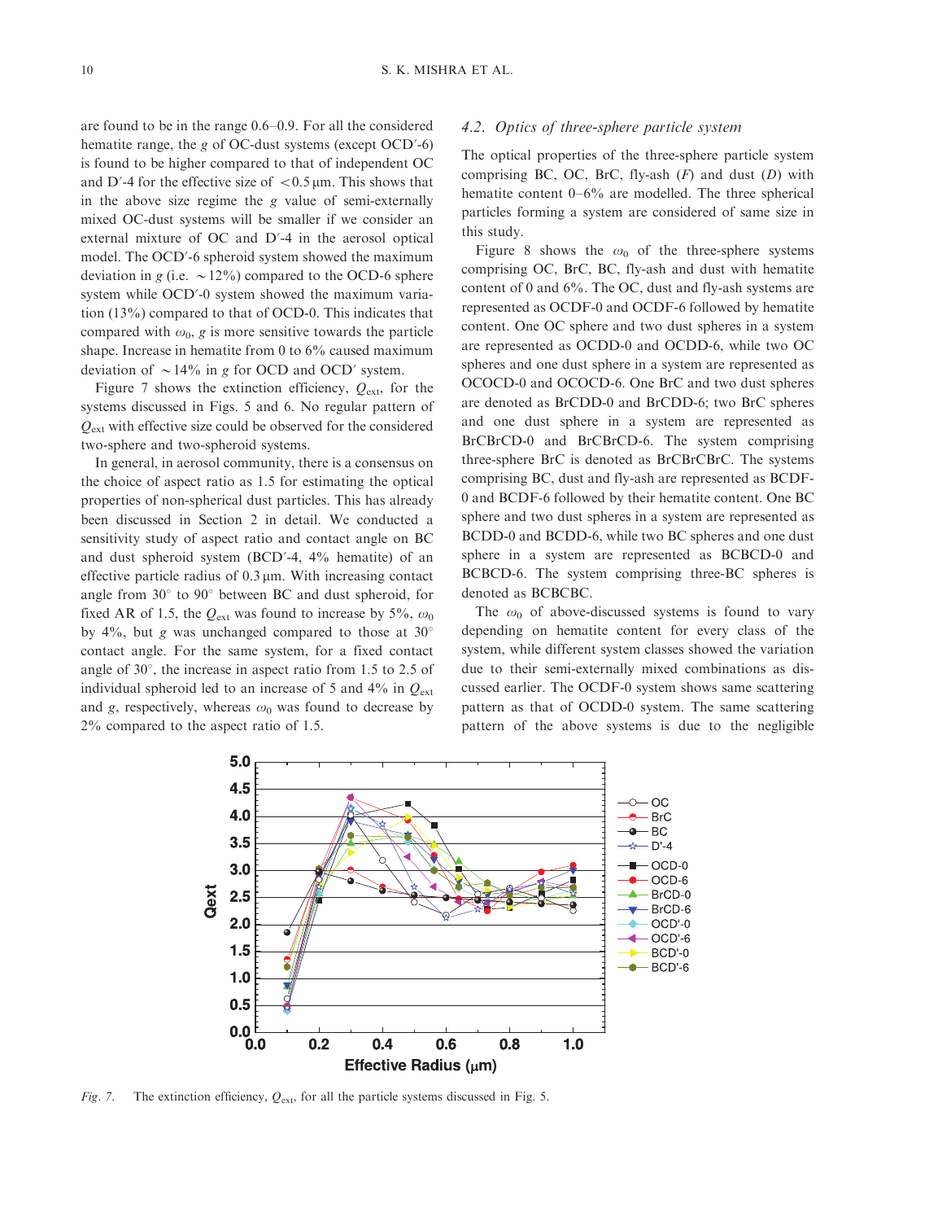are found to be in the range 0.6–0.9. For all the considered hematite range, the $g$ of OC-dust systems (except OCD′-6) is found to be higher compared to that of independent OC and D′-4 for the effective size of $<0.5\,\mu$m. This shows that in the above size regime the $g$ value of semi-externally mixed OC-dust systems will be smaller if we consider an external mixture of OC and D′-4 in the aerosol optical model. The OCD′-6 spheroid system showed the maximum deviation in $g$ (i.e. $\sim$12%) compared to the OCD-6 sphere system while OCD′-0 system showed the maximum variation (13%) compared to that of OCD-0. This indicates that compared with $\omega_0$, $g$ is more sensitive towards the particle shape. Increase in hematite from 0 to 6% caused maximum deviation of $\sim$14% in $g$ for OCD and OCD′ system.

Figure 7 shows the extinction efficiency, $Q_{\text{ext}}$, for the systems discussed in Figs. 5 and 6. No regular pattern of $Q_{\text{ext}}$ with effective size could be observed for the considered two-sphere and two-spheroid systems.

In general, in aerosol community, there is a consensus on the choice of aspect ratio as 1.5 for estimating the optical properties of non-spherical dust particles. This has already been discussed in Section 2 in detail. We conducted a sensitivity study of aspect ratio and contact angle on BC and dust spheroid system (BCD′-4, 4% hematite) of an effective particle radius of 0.3 μm. With increasing contact angle from 30° to 90° between BC and dust spheroid, for fixed AR of 1.5, the $Q_{\text{ext}}$ was found to increase by 5%, $\omega_0$ by 4%, but $g$ was unchanged compared to those at 30° contact angle. For the same system, for a fixed contact angle of 30°, the increase in aspect ratio from 1.5 to 2.5 of individual spheroid led to an increase of 5 and 4% in $Q_{\text{ext}}$ and $g$, respectively, whereas $\omega_0$ was found to decrease by 2% compared to the aspect ratio of 1.5.

### 4.2. *Optics of three-sphere particle system*

The optical properties of the three-sphere particle system comprising BC, OC, BrC, fly-ash ($F$) and dust ($D$) with hematite content 0–6% are modelled. The three spherical particles forming a system are considered of same size in this study.

Figure 8 shows the $\omega_0$ of the three-sphere systems comprising OC, BrC, BC, fly-ash and dust with hematite content of 0 and 6%. The OC, dust and fly-ash systems are represented as OCDF-0 and OCDF-6 followed by hematite content. One OC sphere and two dust spheres in a system are represented as OCDD-0 and OCDD-6, while two OC spheres and one dust sphere in a system are represented as OCOCD-0 and OCOCD-6. One BrC and two dust spheres are denoted as BrCDD-0 and BrCDD-6; two BrC spheres and one dust sphere in a system are represented as BrCBrCD-0 and BrCBrCD-6. The system comprising three-sphere BrC is denoted as BrCBrCBrC. The systems comprising BC, dust and fly-ash are represented as BCDF-0 and BCDF-6 followed by their hematite content. One BC sphere and two dust spheres in a system are represented as BCDD-0 and BCDD-6, while two BC spheres and one dust sphere in a system are represented as BCBCD-0 and BCBCD-6. The system comprising three-BC spheres is denoted as BCBCBC.

The $\omega_0$ of above-discussed systems is found to vary depending on hematite content for every class of the system, while different system classes showed the variation due to their semi-externally mixed combinations as discussed earlier. The OCDF-0 system shows same scattering pattern as that of OCDD-0 system. The same scattering pattern of the above systems is due to the negligible

*Fig. 7.* The extinction efficiency, $Q_{\text{ext}}$, for all the particle systems discussed in Fig. 5.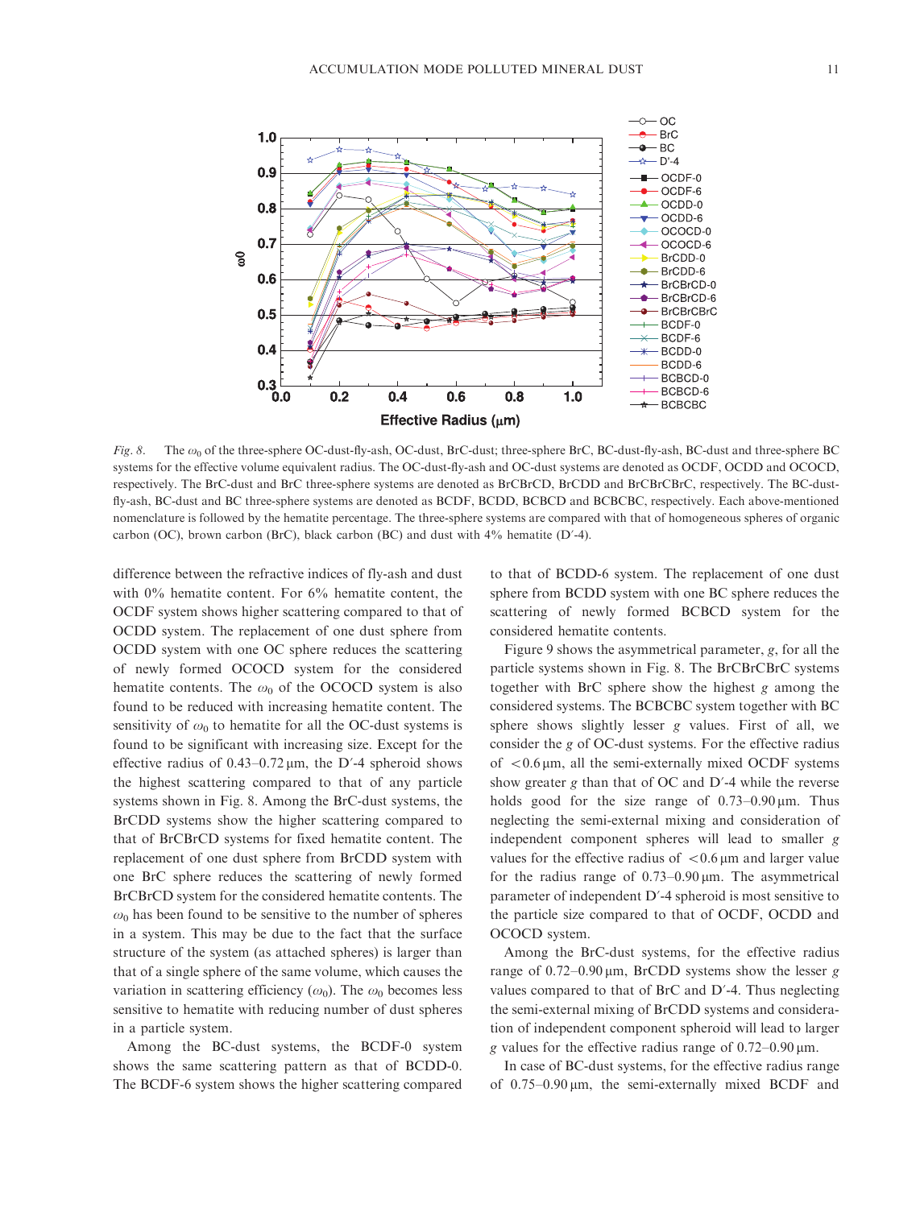*Fig. 8.* The $\omega_0$ of the three-sphere OC-dust-fly-ash, OC-dust, BrC-dust; three-sphere BrC, BC-dust-fly-ash, BC-dust and three-sphere BC systems for the effective volume equivalent radius. The OC-dust-fly-ash and OC-dust systems are denoted as OCDF, OCDD and OCOCD, respectively. The BrC-dust and BrC three-sphere systems are denoted as BrCBrCD, BrCDD and BrCBrCBrC, respectively. The BC-dust-fly-ash, BC-dust and BC three-sphere systems are denoted as BCDF, BCDD, BCBCD and BCBCBC, respectively. Each above-mentioned nomenclature is followed by the hematite percentage. The three-sphere systems are compared with that of homogeneous spheres of organic carbon (OC), brown carbon (BrC), black carbon (BC) and dust with 4% hematite (D′-4).

difference between the refractive indices of fly-ash and dust with 0% hematite content. For 6% hematite content, the OCDF system shows higher scattering compared to that of OCDD system. The replacement of one dust sphere from OCDD system with one OC sphere reduces the scattering of newly formed OCOCD system for the considered hematite contents. The $\omega_0$ of the OCOCD system is also found to be reduced with increasing hematite content. The sensitivity of $\omega_0$ to hematite for all the OC-dust systems is found to be significant with increasing size. Except for the effective radius of 0.43–0.72 μm, the D′-4 spheroid shows the highest scattering compared to that of any particle systems shown in Fig. 8. Among the BrC-dust systems, the BrCDD systems show the higher scattering compared to that of BrCBrCD systems for fixed hematite content. The replacement of one dust sphere from BrCDD system with one BrC sphere reduces the scattering of newly formed BrCBrCD system for the considered hematite contents. The $\omega_0$ has been found to be sensitive to the number of spheres in a system. This may be due to the fact that the surface structure of the system (as attached spheres) is larger than that of a single sphere of the same volume, which causes the variation in scattering efficiency ($\omega_0$). The $\omega_0$ becomes less sensitive to hematite with reducing number of dust spheres in a particle system.

Among the BC-dust systems, the BCDF-0 system shows the same scattering pattern as that of BCDD-0. The BCDF-6 system shows the higher scattering compared to that of BCDD-6 system. The replacement of one dust sphere from BCDD system with one BC sphere reduces the scattering of newly formed BCBCD system for the considered hematite contents.

Figure 9 shows the asymmetrical parameter, $g$, for all the particle systems shown in Fig. 8. The BrCBrCBrC systems together with BrC sphere show the highest $g$ among the considered systems. The BCBCBC system together with BC sphere shows slightly lesser $g$ values. First of all, we consider the $g$ of OC-dust systems. For the effective radius of $<0.6$ μm, all the semi-externally mixed OCDF systems show greater $g$ than that of OC and D′-4 while the reverse holds good for the size range of 0.73–0.90 μm. Thus neglecting the semi-external mixing and consideration of independent component spheres will lead to smaller $g$ values for the effective radius of $<0.6$ μm and larger value for the radius range of 0.73–0.90 μm. The asymmetrical parameter of independent D′-4 spheroid is most sensitive to the particle size compared to that of OCDF, OCDD and OCOCD system.

Among the BrC-dust systems, for the effective radius range of 0.72–0.90 μm, BrCDD systems show the lesser $g$ values compared to that of BrC and D′-4. Thus neglecting the semi-external mixing of BrCDD systems and consideration of independent component spheroid will lead to larger $g$ values for the effective radius range of 0.72–0.90 μm.

In case of BC-dust systems, for the effective radius range of 0.75–0.90 μm, the semi-externally mixed BCDF and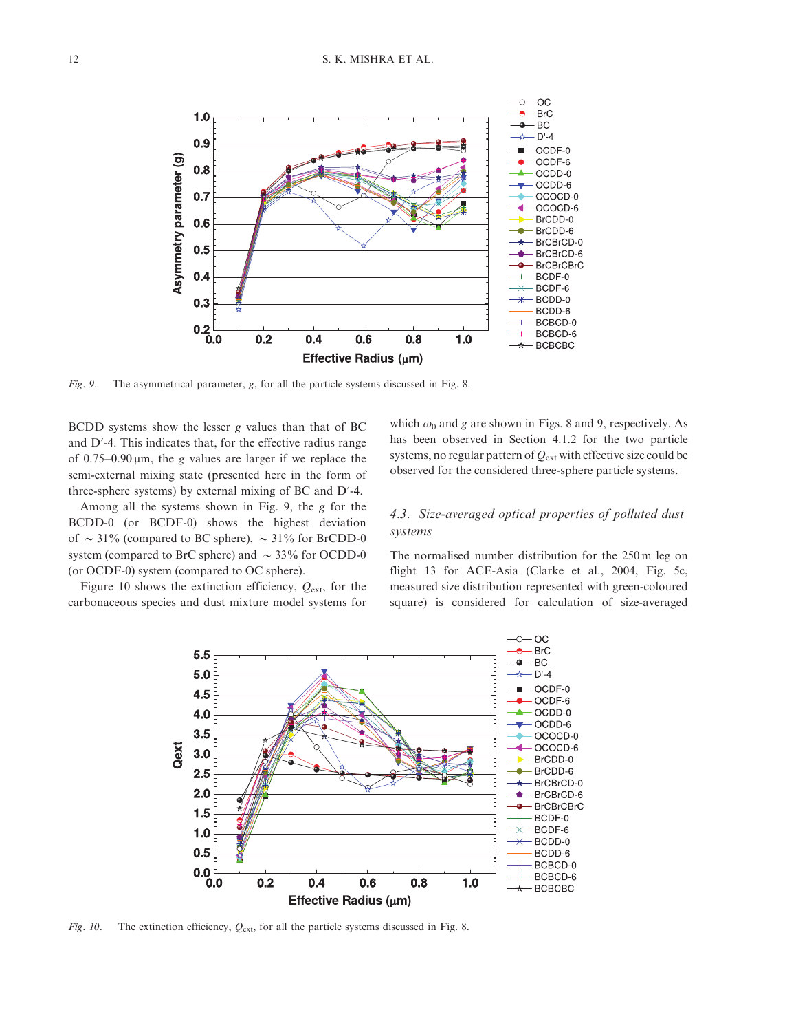Fig. 9. The asymmetrical parameter, $g$, for all the particle systems discussed in Fig. 8.

BCDD systems show the lesser $g$ values than that of BC and D′-4. This indicates that, for the effective radius range of 0.75–0.90 μm, the $g$ values are larger if we replace the semi-external mixing state (presented here in the form of three-sphere systems) by external mixing of BC and D′-4.

Among all the systems shown in Fig. 9, the $g$ for the BCDD-0 (or BCDF-0) shows the highest deviation of ~ 31% (compared to BC sphere), ~ 31% for BrCDD-0 system (compared to BrC sphere) and ~ 33% for OCDD-0 (or OCDF-0) system (compared to OC sphere).

Figure 10 shows the extinction efficiency, $Q_{ext}$, for the carbonaceous species and dust mixture model systems for which $\omega_0$ and $g$ are shown in Figs. 8 and 9, respectively. As has been observed in Section 4.1.2 for the two particle systems, no regular pattern of $Q_{ext}$ with effective size could be observed for the considered three-sphere particle systems.

### 4.3. Size-averaged optical properties of polluted dust systems

The normalised number distribution for the 250 m leg on flight 13 for ACE-Asia (Clarke et al., 2004, Fig. 5c, measured size distribution represented with green-coloured square) is considered for calculation of size-averaged

Fig. 10. The extinction efficiency, $Q_{ext}$, for all the particle systems discussed in Fig. 8.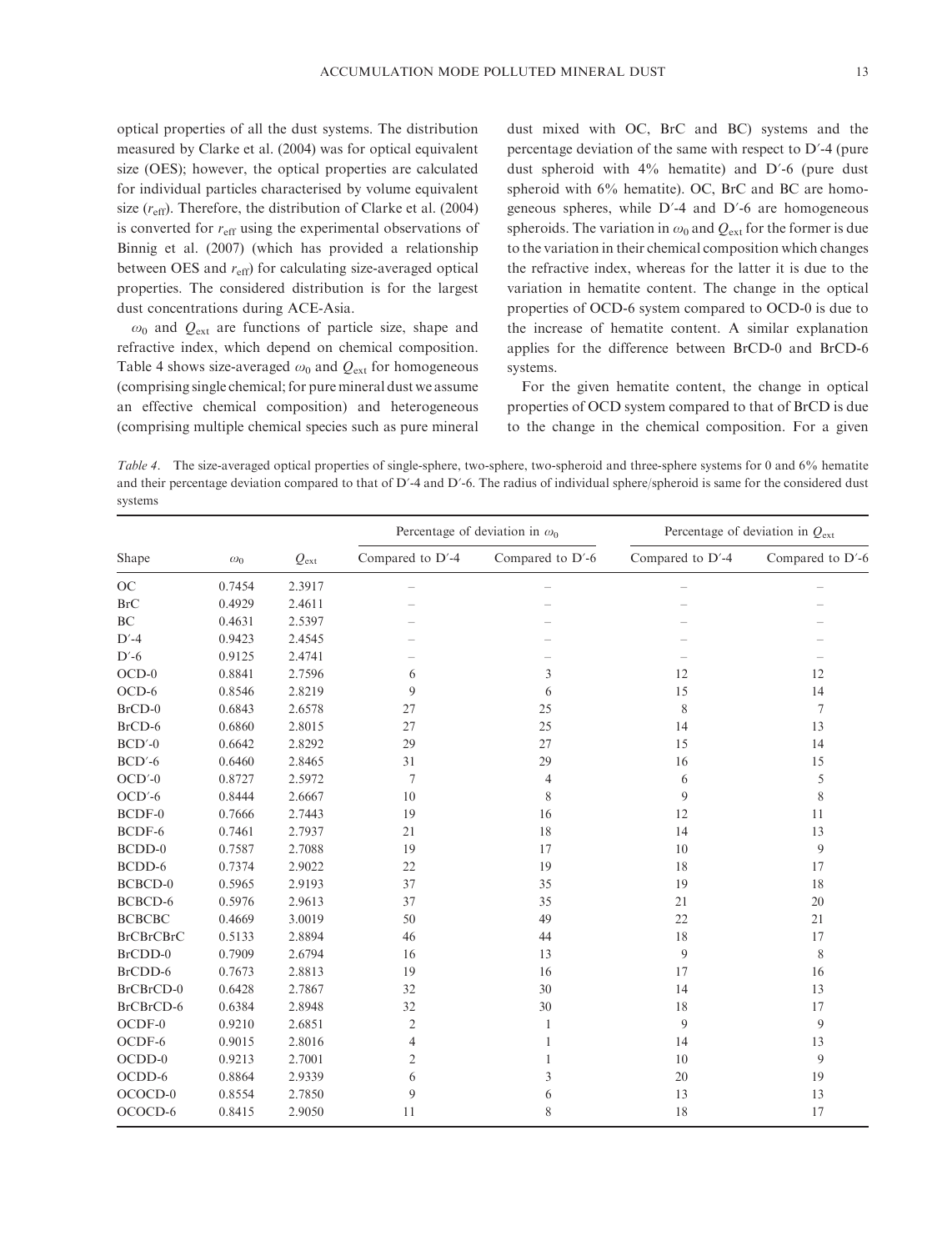optical properties of all the dust systems. The distribution measured by Clarke et al. (2004) was for optical equivalent size (OES); however, the optical properties are calculated for individual particles characterised by volume equivalent size ($r_{eff}$). Therefore, the distribution of Clarke et al. (2004) is converted for $r_{eff}$ using the experimental observations of Binnig et al. (2007) (which has provided a relationship between OES and $r_{eff}$) for calculating size-averaged optical properties. The considered distribution is for the largest dust concentrations during ACE-Asia.

$\omega_0$ and $Q_{ext}$ are functions of particle size, shape and refractive index, which depend on chemical composition. Table 4 shows size-averaged $\omega_0$ and $Q_{ext}$ for homogeneous (comprising single chemical; for pure mineral dust we assume an effective chemical composition) and heterogeneous (comprising multiple chemical species such as pure mineral dust mixed with OC, BrC and BC) systems and the percentage deviation of the same with respect to D′-4 (pure dust spheroid with 4% hematite) and D′-6 (pure dust spheroid with 6% hematite). OC, BrC and BC are homogeneous spheres, while D′-4 and D′-6 are homogeneous spheroids. The variation in $\omega_0$ and $Q_{ext}$ for the former is due to the variation in their chemical composition which changes the refractive index, whereas for the latter it is due to the variation in hematite content. The change in the optical properties of OCD-6 system compared to OCD-0 is due to the increase of hematite content. A similar explanation applies for the difference between BrCD-0 and BrCD-6 systems.

For the given hematite content, the change in optical properties of OCD system compared to that of BrCD is due to the change in the chemical composition. For a given

*Table 4.* The size-averaged optical properties of single-sphere, two-sphere, two-spheroid and three-sphere systems for 0 and 6% hematite and their percentage deviation compared to that of D′-4 and D′-6. The radius of individual sphere/spheroid is same for the considered dust systems

| Shape | $\omega_0$ | $Q_{ext}$ | Percentage of deviation in $\omega_0$ | | Percentage of deviation in $Q_{ext}$ | |
|---|---|---|---|---|---|---|
| | | | Compared to D′-4 | Compared to D′-6 | Compared to D′-4 | Compared to D′-6 |
| OC | 0.7454 | 2.3917 | – | – | – | – |
| BrC | 0.4929 | 2.4611 | – | – | – | – |
| BC | 0.4631 | 2.5397 | – | – | – | – |
| D′-4 | 0.9423 | 2.4545 | – | – | – | – |
| D′-6 | 0.9125 | 2.4741 | – | – | – | – |
| OCD-0 | 0.8841 | 2.7596 | 6 | 3 | 12 | 12 |
| OCD-6 | 0.8546 | 2.8219 | 9 | 6 | 15 | 14 |
| BrCD-0 | 0.6843 | 2.6578 | 27 | 25 | 8 | 7 |
| BrCD-6 | 0.6860 | 2.8015 | 27 | 25 | 14 | 13 |
| BCD′-0 | 0.6642 | 2.8292 | 29 | 27 | 15 | 14 |
| BCD′-6 | 0.6460 | 2.8465 | 31 | 29 | 16 | 15 |
| OCD′-0 | 0.8727 | 2.5972 | 7 | 4 | 6 | 5 |
| OCD′-6 | 0.8444 | 2.6667 | 10 | 8 | 9 | 8 |
| BCDF-0 | 0.7666 | 2.7443 | 19 | 16 | 12 | 11 |
| BCDF-6 | 0.7461 | 2.7937 | 21 | 18 | 14 | 13 |
| BCDD-0 | 0.7587 | 2.7088 | 19 | 17 | 10 | 9 |
| BCDD-6 | 0.7374 | 2.9022 | 22 | 19 | 18 | 17 |
| BCBCD-0 | 0.5965 | 2.9193 | 37 | 35 | 19 | 18 |
| BCBCD-6 | 0.5976 | 2.9613 | 37 | 35 | 21 | 20 |
| BCBCBC | 0.4669 | 3.0019 | 50 | 49 | 22 | 21 |
| BrCBrCBrC | 0.5133 | 2.8894 | 46 | 44 | 18 | 17 |
| BrCDD-0 | 0.7909 | 2.6794 | 16 | 13 | 9 | 8 |
| BrCDD-6 | 0.7673 | 2.8813 | 19 | 16 | 17 | 16 |
| BrCBrCD-0 | 0.6428 | 2.7867 | 32 | 30 | 14 | 13 |
| BrCBrCD-6 | 0.6384 | 2.8948 | 32 | 30 | 18 | 17 |
| OCDF-0 | 0.9210 | 2.6851 | 2 | 1 | 9 | 9 |
| OCDF-6 | 0.9015 | 2.8016 | 4 | 1 | 14 | 13 |
| OCDD-0 | 0.9213 | 2.7001 | 2 | 1 | 10 | 9 |
| OCDD-6 | 0.8864 | 2.9339 | 6 | 3 | 20 | 19 |
| OCOCD-0 | 0.8554 | 2.7850 | 9 | 6 | 13 | 13 |
| OCOCD-6 | 0.8415 | 2.9050 | 11 | 8 | 18 | 17 |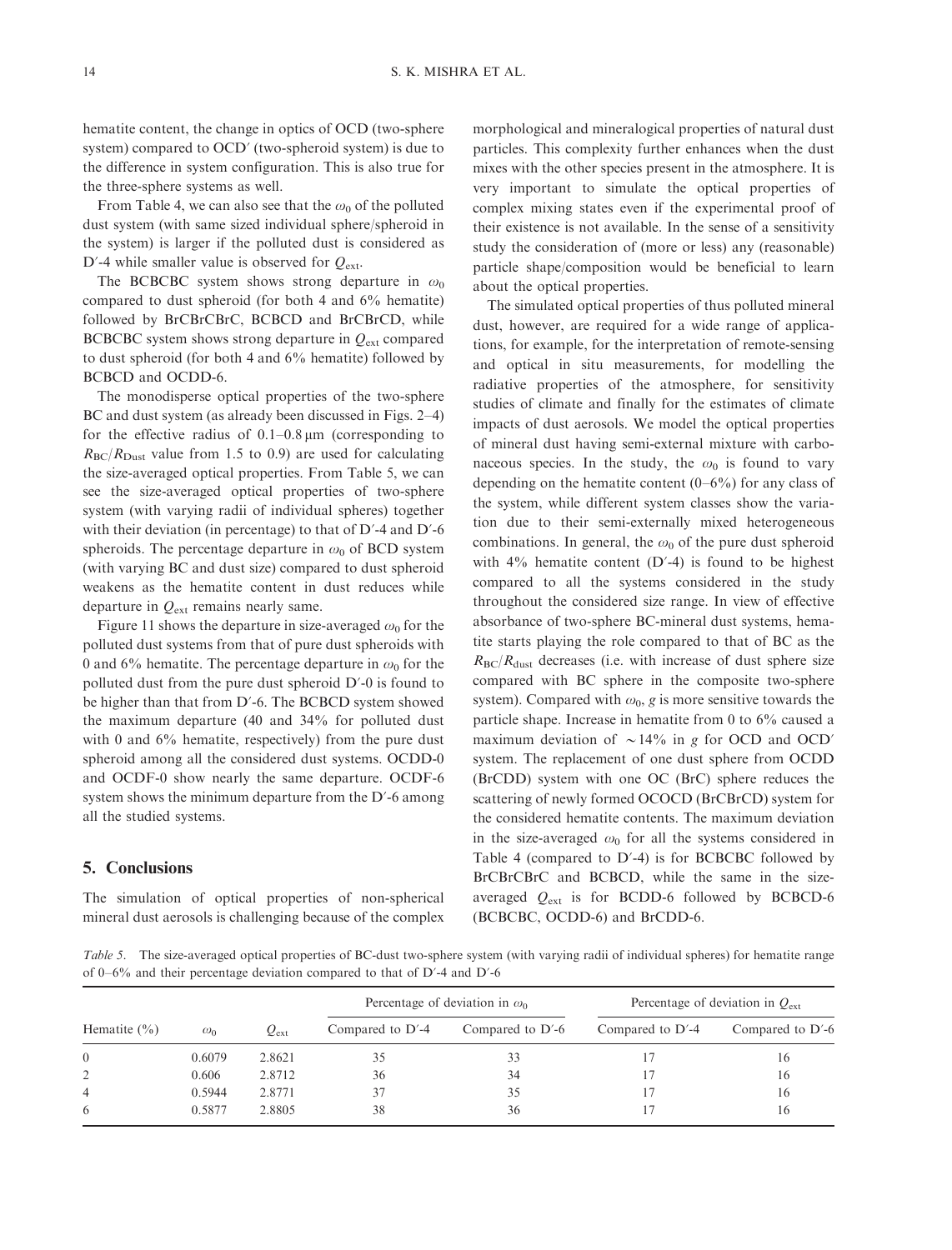hematite content, the change in optics of OCD (two-sphere system) compared to OCD′ (two-spheroid system) is due to the difference in system configuration. This is also true for the three-sphere systems as well.

From Table 4, we can also see that the $\omega_0$ of the polluted dust system (with same sized individual sphere/spheroid in the system) is larger if the polluted dust is considered as D′-4 while smaller value is observed for $Q_{ext}$.

The BCBCBC system shows strong departure in $\omega_0$ compared to dust spheroid (for both 4 and 6% hematite) followed by BrCBrCBrC, BCBCD and BrCBrCD, while BCBCBC system shows strong departure in $Q_{ext}$ compared to dust spheroid (for both 4 and 6% hematite) followed by BCBCD and OCDD-6.

The monodisperse optical properties of the two-sphere BC and dust system (as already been discussed in Figs. 2–4) for the effective radius of 0.1–0.8 μm (corresponding to $R_{BC}/R_{Dust}$ value from 1.5 to 0.9) are used for calculating the size-averaged optical properties. From Table 5, we can see the size-averaged optical properties of two-sphere system (with varying radii of individual spheres) together with their deviation (in percentage) to that of D′-4 and D′-6 spheroids. The percentage departure in $\omega_0$ of BCD system (with varying BC and dust size) compared to dust spheroid weakens as the hematite content in dust reduces while departure in $Q_{ext}$ remains nearly same.

Figure 11 shows the departure in size-averaged $\omega_0$ for the polluted dust systems from that of pure dust spheroids with 0 and 6% hematite. The percentage departure in $\omega_0$ for the polluted dust from the pure dust spheroid D′-0 is found to be higher than that from D′-6. The BCBCD system showed the maximum departure (40 and 34% for polluted dust with 0 and 6% hematite, respectively) from the pure dust spheroid among all the considered dust systems. OCDD-0 and OCDF-0 show nearly the same departure. OCDF-6 system shows the minimum departure from the D′-6 among all the studied systems.

## 5. Conclusions

The simulation of optical properties of non-spherical mineral dust aerosols is challenging because of the complex morphological and mineralogical properties of natural dust particles. This complexity further enhances when the dust mixes with the other species present in the atmosphere. It is very important to simulate the optical properties of complex mixing states even if the experimental proof of their existence is not available. In the sense of a sensitivity study the consideration of (more or less) any (reasonable) particle shape/composition would be beneficial to learn about the optical properties.

The simulated optical properties of thus polluted mineral dust, however, are required for a wide range of applications, for example, for the interpretation of remote-sensing and optical in situ measurements, for modelling the radiative properties of the atmosphere, for sensitivity studies of climate and finally for the estimates of climate impacts of dust aerosols. We model the optical properties of mineral dust having semi-external mixture with carbonaceous species. In the study, the $\omega_0$ is found to vary depending on the hematite content (0–6%) for any class of the system, while different system classes show the variation due to their semi-externally mixed heterogeneous combinations. In general, the $\omega_0$ of the pure dust spheroid with 4% hematite content (D′-4) is found to be highest compared to all the systems considered in the study throughout the considered size range. In view of effective absorbance of two-sphere BC-mineral dust systems, hematite starts playing the role compared to that of BC as the $R_{BC}/R_{dust}$ decreases (i.e. with increase of dust sphere size compared with BC sphere in the composite two-sphere system). Compared with $\omega_0$, $g$ is more sensitive towards the particle shape. Increase in hematite from 0 to 6% caused a maximum deviation of $\sim$14% in $g$ for OCD and OCD′ system. The replacement of one dust sphere from OCDD (BrCDD) system with one OC (BrC) sphere reduces the scattering of newly formed OCOCD (BrCBrCD) system for the considered hematite contents. The maximum deviation in the size-averaged $\omega_0$ for all the systems considered in Table 4 (compared to D′-4) is for BCBCBC followed by BrCBrCBrC and BCBCD, while the same in the size-averaged $Q_{ext}$ is for BCDD-6 followed by BCBCD-6 (BCBCBC, OCDD-6) and BrCDD-6.

*Table 5.* The size-averaged optical properties of BC-dust two-sphere system (with varying radii of individual spheres) for hematite range of 0–6% and their percentage deviation compared to that of D′-4 and D′-6

| Hematite (%) | $\omega_0$ | $Q_{ext}$ | Percentage of deviation in $\omega_0$ | | Percentage of deviation in $Q_{ext}$ | |
|---|---|---|---|---|---|---|
| | | | Compared to D′-4 | Compared to D′-6 | Compared to D′-4 | Compared to D′-6 |
| 0 | 0.6079 | 2.8621 | 35 | 33 | 17 | 16 |
| 2 | 0.606 | 2.8712 | 36 | 34 | 17 | 16 |
| 4 | 0.5944 | 2.8771 | 37 | 35 | 17 | 16 |
| 6 | 0.5877 | 2.8805 | 38 | 36 | 17 | 16 |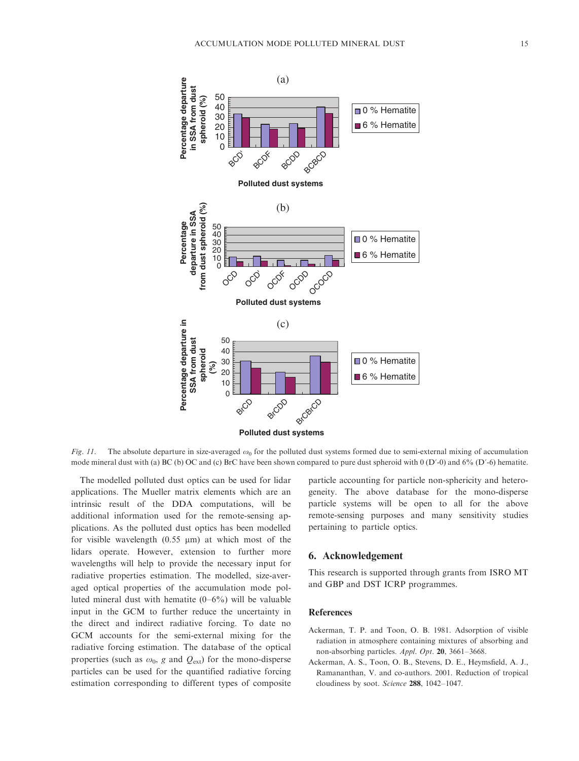*Fig. 11.* The absolute departure in size-averaged $\omega_0$ for the polluted dust systems formed due to semi-external mixing of accumulation mode mineral dust with (a) BC (b) OC and (c) BrC have been shown compared to pure dust spheroid with 0 (D′-0) and 6% (D′-6) hematite.

The modelled polluted dust optics can be used for lidar applications. The Mueller matrix elements which are an intrinsic result of the DDA computations, will be additional information used for the remote-sensing applications. As the polluted dust optics has been modelled for visible wavelength (0.55 μm) at which most of the lidars operate. However, extension to further more wavelengths will help to provide the necessary input for radiative properties estimation. The modelled, size-averaged optical properties of the accumulation mode polluted mineral dust with hematite (0–6%) will be valuable input in the GCM to further reduce the uncertainty in the direct and indirect radiative forcing. To date no GCM accounts for the semi-external mixing for the radiative forcing estimation. The database of the optical properties (such as $\omega_0$, $g$ and $Q_{\text{ext}}$) for the mono-disperse particles can be used for the quantified radiative forcing estimation corresponding to different types of composite particle accounting for particle non-sphericity and heterogeneity. The above database for the mono-disperse particle systems will be open to all for the above remote-sensing purposes and many sensitivity studies pertaining to particle optics.

## 6. Acknowledgement

This research is supported through grants from ISRO MT and GBP and DST ICRP programmes.

## References

Ackerman, T. P. and Toon, O. B. 1981. Adsorption of visible radiation in atmosphere containing mixtures of absorbing and non-absorbing particles. *Appl. Opt*. **20**, 3661–3668.

Ackerman, A. S., Toon, O. B., Stevens, D. E., Heymsfield, A. J., Ramananthan, V. and co-authors. 2001. Reduction of tropical cloudiness by soot. *Science* **288**, 1042–1047.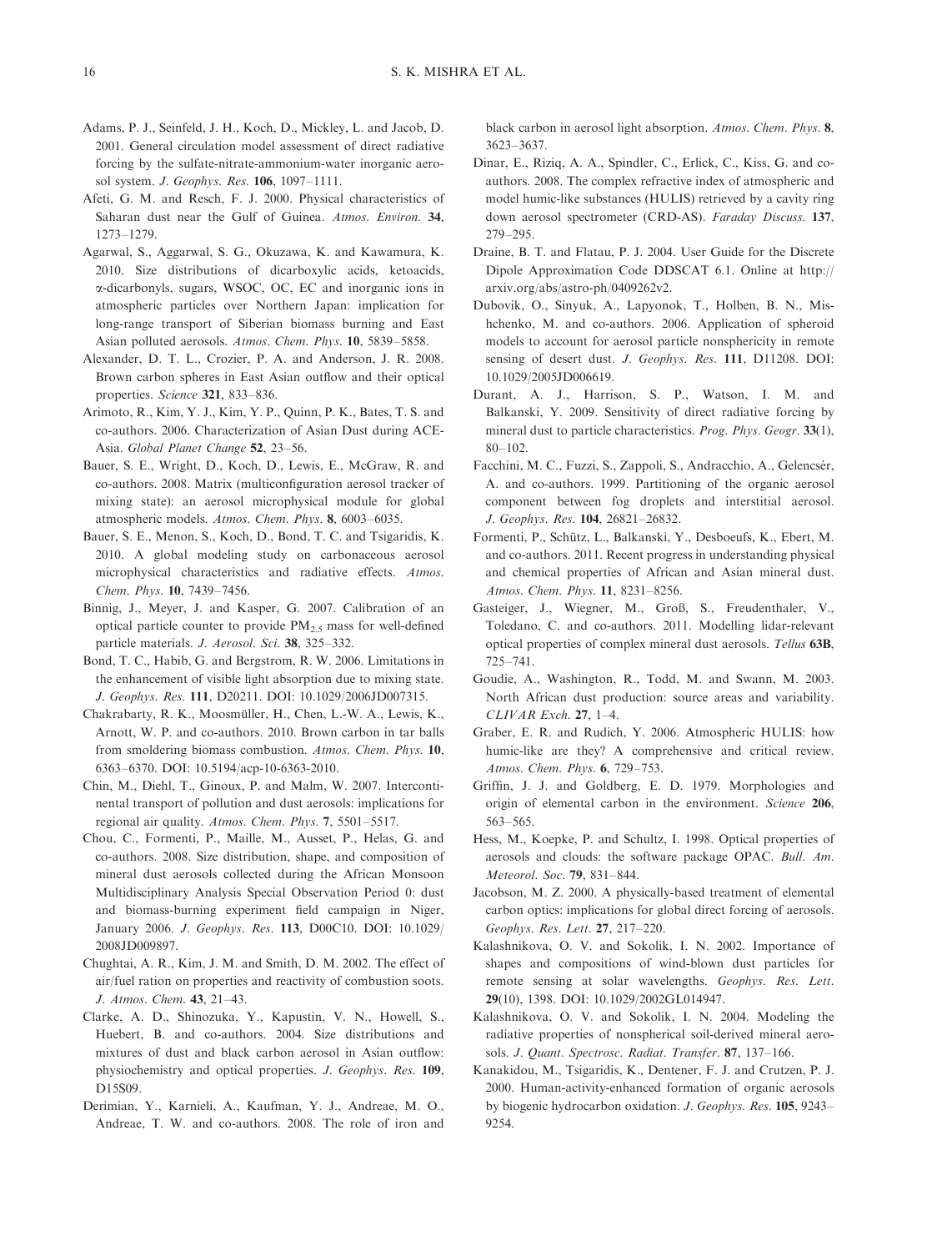Adams, P. J., Seinfeld, J. H., Koch, D., Mickley, L. and Jacob, D. 2001. General circulation model assessment of direct radiative forcing by the sulfate-nitrate-ammonium-water inorganic aerosol system. *J. Geophys. Res.* **106**, 1097–1111.

Afeti, G. M. and Resch, F. J. 2000. Physical characteristics of Saharan dust near the Gulf of Guinea. *Atmos. Environ.* **34**, 1273–1279.

Agarwal, S., Aggarwal, S. G., Okuzawa, K. and Kawamura, K. 2010. Size distributions of dicarboxylic acids, ketoacids, α-dicarbonyls, sugars, WSOC, OC, EC and inorganic ions in atmospheric particles over Northern Japan: implication for long-range transport of Siberian biomass burning and East Asian polluted aerosols. *Atmos. Chem. Phys.* **10**, 5839–5858.

Alexander, D. T. L., Crozier, P. A. and Anderson, J. R. 2008. Brown carbon spheres in East Asian outflow and their optical properties. *Science* **321**, 833–836.

Arimoto, R., Kim, Y. J., Kim, Y. P., Quinn, P. K., Bates, T. S. and co-authors. 2006. Characterization of Asian Dust during ACE-Asia. *Global Planet Change* **52**, 23–56.

Bauer, S. E., Wright, D., Koch, D., Lewis, E., McGraw, R. and co-authors. 2008. Matrix (multiconfiguration aerosol tracker of mixing state): an aerosol microphysical module for global atmospheric models. *Atmos. Chem. Phys.* **8**, 6003–6035.

Bauer, S. E., Menon, S., Koch, D., Bond, T. C. and Tsigaridis, K. 2010. A global modeling study on carbonaceous aerosol microphysical characteristics and radiative effects. *Atmos. Chem. Phys.* **10**, 7439–7456.

Binnig, J., Meyer, J. and Kasper, G. 2007. Calibration of an optical particle counter to provide $PM_{2.5}$ mass for well-defined particle materials. *J. Aerosol. Sci.* **38**, 325–332.

Bond, T. C., Habib, G. and Bergstrom, R. W. 2006. Limitations in the enhancement of visible light absorption due to mixing state. *J. Geophys. Res.* **111**, D20211. DOI: 10.1029/2006JD007315.

Chakrabarty, R. K., Moosmüller, H., Chen, L.-W. A., Lewis, K., Arnott, W. P. and co-authors. 2010. Brown carbon in tar balls from smoldering biomass combustion. *Atmos. Chem. Phys.* **10**, 6363–6370. DOI: 10.5194/acp-10-6363-2010.

Chin, M., Diehl, T., Ginoux, P. and Malm, W. 2007. Intercontinental transport of pollution and dust aerosols: implications for regional air quality. *Atmos. Chem. Phys.* **7**, 5501–5517.

Chou, C., Formenti, P., Maille, M., Ausset, P., Helas, G. and co-authors. 2008. Size distribution, shape, and composition of mineral dust aerosols collected during the African Monsoon Multidisciplinary Analysis Special Observation Period 0: dust and biomass-burning experiment field campaign in Niger, January 2006. *J. Geophys. Res.* **113**, D00C10. DOI: 10.1029/2008JD009897.

Chughtai, A. R., Kim, J. M. and Smith, D. M. 2002. The effect of air/fuel ration on properties and reactivity of combustion soots. *J. Atmos. Chem.* **43**, 21–43.

Clarke, A. D., Shinozuka, Y., Kapustin, V. N., Howell, S., Huebert, B. and co-authors. 2004. Size distributions and mixtures of dust and black carbon aerosol in Asian outflow: physiochemistry and optical properties. *J. Geophys. Res.* **109**, D15S09.

Derimian, Y., Karnieli, A., Kaufman, Y. J., Andreae, M. O., Andreae, T. W. and co-authors. 2008. The role of iron and black carbon in aerosol light absorption. *Atmos. Chem. Phys.* **8**, 3623–3637.

Dinar, E., Riziq, A. A., Spindler, C., Erlick, C., Kiss, G. and co-authors. 2008. The complex refractive index of atmospheric and model humic-like substances (HULIS) retrieved by a cavity ring down aerosol spectrometer (CRD-AS). *Faraday Discuss.* **137**, 279–295.

Draine, B. T. and Flatau, P. J. 2004. User Guide for the Discrete Dipole Approximation Code DDSCAT 6.1. Online at http://arxiv.org/abs/astro-ph/0409262v2.

Dubovik, O., Sinyuk, A., Lapyonok, T., Holben, B. N., Mishchenko, M. and co-authors. 2006. Application of spheroid models to account for aerosol particle nonsphericity in remote sensing of desert dust. *J. Geophys. Res.* **111**, D11208. DOI: 10.1029/2005JD006619.

Durant, A. J., Harrison, S. P., Watson, I. M. and Balkanski, Y. 2009. Sensitivity of direct radiative forcing by mineral dust to particle characteristics. *Prog. Phys. Geogr.* **33**(1), 80–102.

Facchini, M. C., Fuzzi, S., Zappoli, S., Andracchio, A., Gelencsér, A. and co-authors. 1999. Partitioning of the organic aerosol component between fog droplets and interstitial aerosol. *J. Geophys. Res.* **104**, 26821–26832.

Formenti, P., Schütz, L., Balkanski, Y., Desboeufs, K., Ebert, M. and co-authors. 2011. Recent progress in understanding physical and chemical properties of African and Asian mineral dust. *Atmos. Chem. Phys.* **11**, 8231–8256.

Gasteiger, J., Wiegner, M., Groß, S., Freudenthaler, V., Toledano, C. and co-authors. 2011. Modelling lidar-relevant optical properties of complex mineral dust aerosols. *Tellus* **63B**, 725–741.

Goudie, A., Washington, R., Todd, M. and Swann, M. 2003. North African dust production: source areas and variability. *CLIVAR Exch.* **27**, 1–4.

Graber, E. R. and Rudich, Y. 2006. Atmospheric HULIS: how humic-like are they? A comprehensive and critical review. *Atmos. Chem. Phys.* **6**, 729–753.

Griffin, J. J. and Goldberg, E. D. 1979. Morphologies and origin of elemental carbon in the environment. *Science* **206**, 563–565.

Hess, M., Koepke, P. and Schultz, I. 1998. Optical properties of aerosols and clouds: the software package OPAC. *Bull. Am. Meteorol. Soc.* **79**, 831–844.

Jacobson, M. Z. 2000. A physically-based treatment of elemental carbon optics: implications for global direct forcing of aerosols. *Geophys. Res. Lett.* **27**, 217–220.

Kalashnikova, O. V. and Sokolik, I. N. 2002. Importance of shapes and compositions of wind-blown dust particles for remote sensing at solar wavelengths. *Geophys. Res. Lett.* **29**(10), 1398. DOI: 10.1029/2002GL014947.

Kalashnikova, O. V. and Sokolik, I. N. 2004. Modeling the radiative properties of nonspherical soil-derived mineral aerosols. *J. Quant. Spectrosc. Radiat. Transfer.* **87**, 137–166.

Kanakidou, M., Tsigaridis, K., Dentener, F. J. and Crutzen, P. J. 2000. Human-activity-enhanced formation of organic aerosols by biogenic hydrocarbon oxidation. *J. Geophys. Res.* **105**, 9243–9254.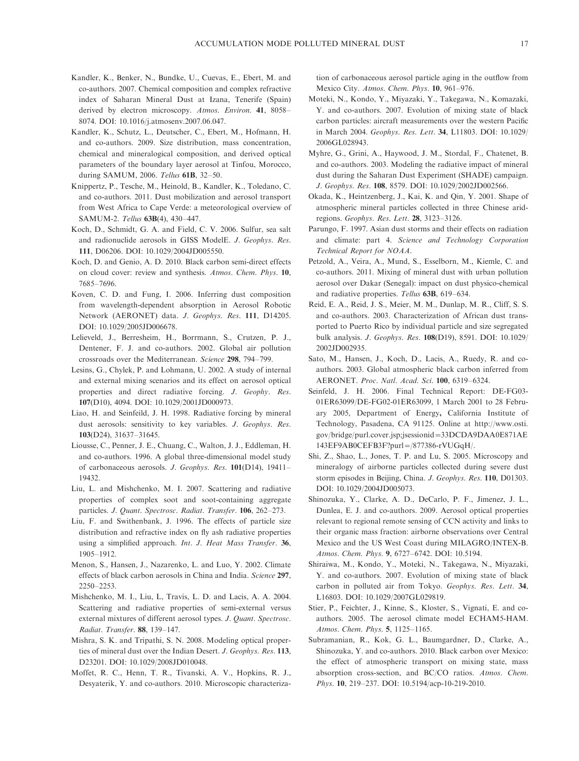Kandler, K., Benker, N., Bundke, U., Cuevas, E., Ebert, M. and co-authors. 2007. Chemical composition and complex refractive index of Saharan Mineral Dust at Izana, Tenerife (Spain) derived by electron microscopy. *Atmos. Environ.* **41**, 8058–8074. DOI: 10.1016/j.atmosenv.2007.06.047.

Kandler, K., Schutz, L., Deutscher, C., Ebert, M., Hofmann, H. and co-authors. 2009. Size distribution, mass concentration, chemical and mineralogical composition, and derived optical parameters of the boundary layer aerosol at Tinfou, Morocco, during SAMUM, 2006. *Tellus* **61B**, 32–50.

Knippertz, P., Tesche, M., Heinold, B., Kandler, K., Toledano, C. and co-authors. 2011. Dust mobilization and aerosol transport from West Africa to Cape Verde: a meteorological overview of SAMUM-2. *Tellus* **63B**(4), 430–447.

Koch, D., Schmidt, G. A. and Field, C. V. 2006. Sulfur, sea salt and radionuclide aerosols in GISS ModelE. *J. Geophys. Res.* **111**, D06206. DOI: 10.1029/2004JD005550.

Koch, D. and Genio, A. D. 2010. Black carbon semi-direct effects on cloud cover: review and synthesis. *Atmos. Chem. Phys.* **10**, 7685–7696.

Koven, C. D. and Fung, I. 2006. Inferring dust composition from wavelength-dependent absorption in Aerosol Robotic Network (AERONET) data. *J. Geophys. Res.* **111**, D14205. DOI: 10.1029/2005JD006678.

Lelieveld, J., Berresheim, H., Borrmann, S., Crutzen, P. J., Dentener, F. J. and co-authors. 2002. Global air pollution crossroads over the Mediterranean. *Science* **298**, 794–799.

Lesins, G., Chylek, P. and Lohmann, U. 2002. A study of internal and external mixing scenarios and its effect on aerosol optical properties and direct radiative forcing. *J. Geophy. Res.* **107**(D10), 4094. DOI: 10.1029/2001JD000973.

Liao, H. and Seinfeild, J. H. 1998. Radiative forcing by mineral dust aerosols: sensitivity to key variables. *J. Geophys. Res.* **103**(D24), 31637–31645.

Liousse, C., Penner, J. E., Chuang, C., Walton, J. J., Eddleman, H. and co-authors. 1996. A global three-dimensional model study of carbonaceous aerosols. *J. Geophys. Res.* **101**(D14), 19411–19432.

Liu, L. and Mishchenko, M. I. 2007. Scattering and radiative properties of complex soot and soot-containing aggregate particles. *J. Quant. Spectrosc. Radiat. Transfer*. **106**, 262–273.

Liu, F. and Swithenbank, J. 1996. The effects of particle size distribution and refractive index on fly ash radiative properties using a simplified approach. *Int. J. Heat Mass Transfer*. **36**, 1905–1912.

Menon, S., Hansen, J., Nazarenko, L. and Luo, Y. 2002. Climate effects of black carbon aerosols in China and India. *Science* **297**, 2250–2253.

Mishchenko, M. I., Liu, L, Travis, L. D. and Lacis, A. A. 2004. Scattering and radiative properties of semi-external versus external mixtures of different aerosol types. *J. Quant. Spectrosc. Radiat. Transfer*. **88**, 139–147.

Mishra, S. K. and Tripathi, S. N. 2008. Modeling optical properties of mineral dust over the Indian Desert. *J. Geophys. Res.* **113**, D23201. DOI: 10.1029/2008JD010048.

Moffet, R. C., Henn, T. R., Tivanski, A. V., Hopkins, R. J., Desyaterik, Y. and co-authors. 2010. Microscopic characterization of carbonaceous aerosol particle aging in the outflow from Mexico City. *Atmos. Chem. Phys.* **10**, 961–976.

Moteki, N., Kondo, Y., Miyazaki, Y., Takegawa, N., Komazaki, Y. and co-authors. 2007. Evolution of mixing state of black carbon particles: aircraft measurements over the western Pacific in March 2004. *Geophys. Res. Lett.* **34**, L11803. DOI: 10.1029/2006GL028943.

Myhre, G., Grini, A., Haywood, J. M., Stordal, F., Chatenet, B. and co-authors. 2003. Modeling the radiative impact of mineral dust during the Saharan Dust Experiment (SHADE) campaign. *J. Geophys. Res.* **108**, 8579. DOI: 10.1029/2002JD002566.

Okada, K., Heintzenberg, J., Kai, K. and Qin, Y. 2001. Shape of atmospheric mineral particles collected in three Chinese arid-regions. *Geophys. Res. Lett.* **28**, 3123–3126.

Parungo, F. 1997. Asian dust storms and their effects on radiation and climate: part 4. *Science and Technology Corporation Technical Report for NOAA*.

Petzold, A., Veira, A., Mund, S., Esselborn, M., Kiemle, C. and co-authors. 2011. Mixing of mineral dust with urban pollution aerosol over Dakar (Senegal): impact on dust physico-chemical and radiative properties. *Tellus* **63B**, 619–634.

Reid, E. A., Reid, J. S., Meier, M. M., Dunlap, M. R., Cliff, S. S. and co-authors. 2003. Characterization of African dust transported to Puerto Rico by individual particle and size segregated bulk analysis. *J. Geophys. Res.* **108**(D19), 8591. DOI: 10.1029/2002JD002935.

Sato, M., Hansen, J., Koch, D., Lacis, A., Ruedy, R. and co-authors. 2003. Global atmospheric black carbon inferred from AERONET. *Proc. Natl. Acad. Sci.* **100**, 6319–6324.

Seinfeld, J. H. 2006. Final Technical Report: DE-FG03-01ER63099/DE-FG02-01ER63099, 1 March 2001 to 28 February 2005, Department of Energy**,** California Institute of Technology, Pasadena, CA 91125. Online at http://www.osti.gov/bridge/purl.cover.jsp;jsessionid=33DCDA9DAA0E871AE143EF9AB0CEFB3F?purl=/877386-rVUGqH/.

Shi, Z., Shao, L., Jones, T. P. and Lu, S. 2005. Microscopy and mineralogy of airborne particles collected during severe dust storm episodes in Beijing, China. *J. Geophys. Res.* **110**, D01303. DOI: 10.1029/2004JD005073.

Shinozuka, Y., Clarke, A. D., DeCarlo, P. F., Jimenez, J. L., Dunlea, E. J. and co-authors. 2009. Aerosol optical properties relevant to regional remote sensing of CCN activity and links to their organic mass fraction: airborne observations over Central Mexico and the US West Coast during MILAGRO/INTEX-B. *Atmos. Chem. Phys.* **9**, 6727–6742. DOI: 10.5194.

Shiraiwa, M., Kondo, Y., Moteki, N., Takegawa, N., Miyazaki, Y. and co-authors. 2007. Evolution of mixing state of black carbon in polluted air from Tokyo. *Geophys. Res. Lett.* **34**, L16803. DOI: 10.1029/2007GL029819.

Stier, P., Feichter, J., Kinne, S., Kloster, S., Vignati, E. and co-authors. 2005. The aerosol climate model ECHAM5-HAM. *Atmos. Chem. Phys.* **5**, 1125–1165.

Subramanian, R., Kok, G. L., Baumgardner, D., Clarke, A., Shinozuka, Y. and co-authors. 2010. Black carbon over Mexico: the effect of atmospheric transport on mixing state, mass absorption cross-section, and BC/CO ratios. *Atmos. Chem. Phys.* **10**, 219–237. DOI: 10.5194/acp-10-219-2010.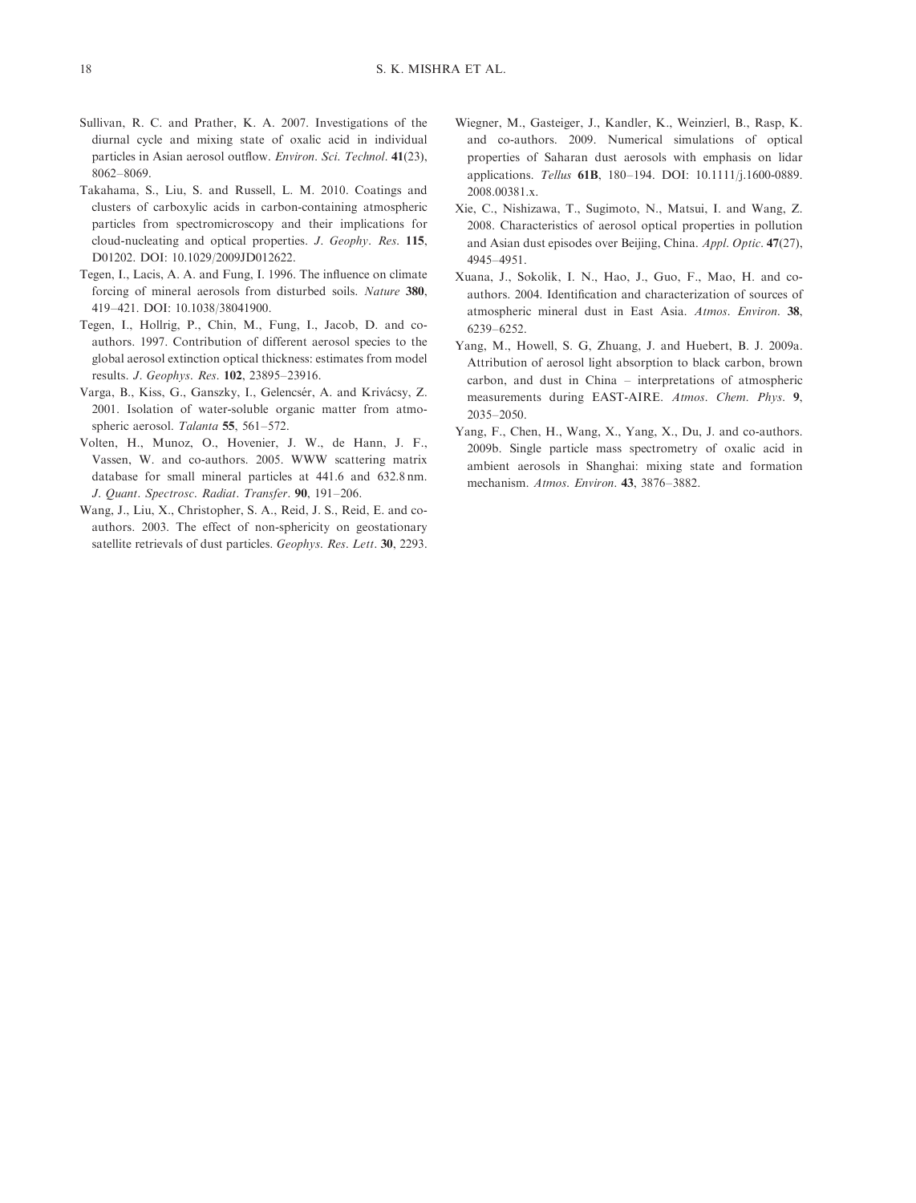Sullivan, R. C. and Prather, K. A. 2007. Investigations of the diurnal cycle and mixing state of oxalic acid in individual particles in Asian aerosol outflow. *Environ. Sci. Technol.* **41**(23), 8062–8069.

Takahama, S., Liu, S. and Russell, L. M. 2010. Coatings and clusters of carboxylic acids in carbon-containing atmospheric particles from spectromicroscopy and their implications for cloud-nucleating and optical properties. *J. Geophy. Res.* **115**, D01202. DOI: 10.1029/2009JD012622.

Tegen, I., Lacis, A. A. and Fung, I. 1996. The influence on climate forcing of mineral aerosols from disturbed soils. *Nature* **380**, 419–421. DOI: 10.1038/38041900.

Tegen, I., Hollrig, P., Chin, M., Fung, I., Jacob, D. and co-authors. 1997. Contribution of different aerosol species to the global aerosol extinction optical thickness: estimates from model results. *J. Geophys. Res.* **102**, 23895–23916.

Varga, B., Kiss, G., Ganszky, I., Gelencsér, A. and Krivácsy, Z. 2001. Isolation of water-soluble organic matter from atmospheric aerosol. *Talanta* **55**, 561–572.

Volten, H., Munoz, O., Hovenier, J. W., de Hann, J. F., Vassen, W. and co-authors. 2005. WWW scattering matrix database for small mineral particles at 441.6 and 632.8 nm. *J. Quant. Spectrosc. Radiat. Transfer.* **90**, 191–206.

Wang, J., Liu, X., Christopher, S. A., Reid, J. S., Reid, E. and co-authors. 2003. The effect of non-sphericity on geostationary satellite retrievals of dust particles. *Geophys. Res. Lett.* **30**, 2293.

Wiegner, M., Gasteiger, J., Kandler, K., Weinzierl, B., Rasp, K. and co-authors. 2009. Numerical simulations of optical properties of Saharan dust aerosols with emphasis on lidar applications. *Tellus* **61B**, 180–194. DOI: 10.1111/j.1600-0889.2008.00381.x.

Xie, C., Nishizawa, T., Sugimoto, N., Matsui, I. and Wang, Z. 2008. Characteristics of aerosol optical properties in pollution and Asian dust episodes over Beijing, China. *Appl. Optic.* **47**(27), 4945–4951.

Xuana, J., Sokolik, I. N., Hao, J., Guo, F., Mao, H. and co-authors. 2004. Identification and characterization of sources of atmospheric mineral dust in East Asia. *Atmos. Environ.* **38**, 6239–6252.

Yang, M., Howell, S. G, Zhuang, J. and Huebert, B. J. 2009a. Attribution of aerosol light absorption to black carbon, brown carbon, and dust in China – interpretations of atmospheric measurements during EAST-AIRE. *Atmos. Chem. Phys.* **9**, 2035–2050.

Yang, F., Chen, H., Wang, X., Yang, X., Du, J. and co-authors. 2009b. Single particle mass spectrometry of oxalic acid in ambient aerosols in Shanghai: mixing state and formation mechanism. *Atmos. Environ.* **43**, 3876–3882.